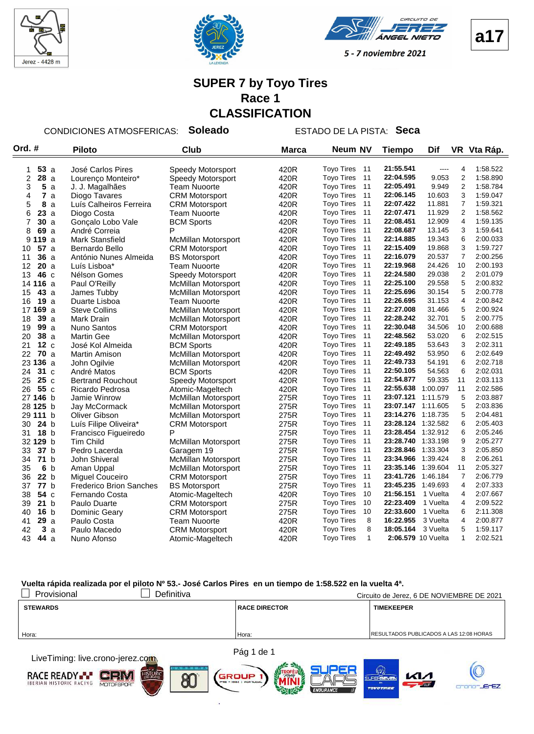Jerez - 4428 m

CIRCUITO DE JEREZ ÁNGEL NIETO

5 - 7 noviembre 2021

**a17**

# SUPER 7 by Toyo Tires
## Race 1
## CLASSIFICATION

CONDICIONES ATMOSFERICAS: **Soleado** ESTADO DE LA PISTA: **Seca**

| Ord. | # | | Piloto | Club | Marca | Neum | NV | Tiempo | Dif | VR | Vta Ráp. |
|---|---|---|---|---|---|---|---|---|---|---|---|
| 1 | **53** | a | José Carlos Pires | Speedy Motorsport | 420R | Toyo Tires | 11 | **21:55.541** | ---- | 4 | 1:58.522 |
| 2 | **28** | a | Lourenço Monteiro* | Speedy Motorsport | 420R | Toyo Tires | 11 | **22:04.595** | 9.053 | 2 | 1:58.890 |
| 3 | **5** | a | J. J. Magalhães | Team Nuoorte | 420R | Toyo Tires | 11 | **22:05.491** | 9.949 | 2 | 1:58.784 |
| 4 | **7** | a | Diogo Tavares | CRM Motorsport | 420R | Toyo Tires | 11 | **22:06.145** | 10.603 | 3 | 1:59.047 |
| 5 | **8** | a | Luís Calheiros Ferreira | CRM Motorsport | 420R | Toyo Tires | 11 | **22:07.422** | 11.881 | 7 | 1:59.321 |
| 6 | **23** | a | Diogo Costa | Team Nuoorte | 420R | Toyo Tires | 11 | **22:07.471** | 11.929 | 2 | 1:58.562 |
| 7 | **30** | a | Gonçalo Lobo Vale | BCM Sports | 420R | Toyo Tires | 11 | **22:08.451** | 12.909 | 4 | 1:59.135 |
| 8 | **69** | a | André Correia | P | 420R | Toyo Tires | 11 | **22:08.687** | 13.145 | 3 | 1:59.641 |
| 9 | **119** | a | Mark Stansfield | McMillan Motorsport | 420R | Toyo Tires | 11 | **22:14.885** | 19.343 | 6 | 2:00.033 |
| 10 | **57** | a | Bernardo Bello | CRM Motorsport | 420R | Toyo Tires | 11 | **22:15.409** | 19.868 | 3 | 1:59.727 |
| 11 | **36** | a | António Nunes Almeida | BS Motorsport | 420R | Toyo Tires | 11 | **22:16.079** | 20.537 | 7 | 2:00.256 |
| 12 | **20** | a | Luís Lisboa* | Team Nuoorte | 420R | Toyo Tires | 11 | **22:19.968** | 24.426 | 10 | 2:00.193 |
| 13 | **46** | c | Nélson Gomes | Speedy Motorsport | 420R | Toyo Tires | 11 | **22:24.580** | 29.038 | 2 | 2:01.079 |
| 14 | **116** | a | Paul O'Reilly | McMillan Motorsport | 420R | Toyo Tires | 11 | **22:25.100** | 29.558 | 5 | 2:00.832 |
| 15 | **43** | a | James Tubby | McMillan Motorsport | 420R | Toyo Tires | 11 | **22:25.696** | 30.154 | 5 | 2:00.778 |
| 16 | **19** | a | Duarte Lisboa | Team Nuoorte | 420R | Toyo Tires | 11 | **22:26.695** | 31.153 | 4 | 2:00.842 |
| 17 | **169** | a | Steve Collins | McMillan Motorsport | 420R | Toyo Tires | 11 | **22:27.008** | 31.466 | 5 | 2:00.924 |
| 18 | **39** | a | Mark Drain | McMillan Motorsport | 420R | Toyo Tires | 11 | **22:28.242** | 32.701 | 5 | 2:00.775 |
| 19 | **99** | a | Nuno Santos | CRM Motorsport | 420R | Toyo Tires | 11 | **22:30.048** | 34.506 | 10 | 2:00.688 |
| 20 | **38** | a | Martin Gee | McMillan Motorsport | 420R | Toyo Tires | 11 | **22:48.562** | 53.020 | 6 | 2:02.515 |
| 21 | **12** | c | José Kol Almeida | BCM Sports | 420R | Toyo Tires | 11 | **22:49.185** | 53.643 | 3 | 2:02.311 |
| 22 | **70** | a | Martin Amison | McMillan Motorsport | 420R | Toyo Tires | 11 | **22:49.492** | 53.950 | 6 | 2:02.649 |
| 23 | **136** | a | John Ogilvie | McMillan Motorsport | 420R | Toyo Tires | 11 | **22:49.733** | 54.191 | 6 | 2:02.718 |
| 24 | **31** | c | André Matos | BCM Sports | 420R | Toyo Tires | 11 | **22:50.105** | 54.563 | 6 | 2:02.031 |
| 25 | **25** | c | Bertrand Rouchout | Speedy Motorsport | 420R | Toyo Tires | 11 | **22:54.877** | 59.335 | 11 | 2:03.113 |
| 26 | **55** | c | Ricardo Pedrosa | Atomic-Mageltech | 420R | Toyo Tires | 11 | **22:55.638** | 1:00.097 | 11 | 2:02.586 |
| 27 | **146** | b | Jamie Winrow | McMillan Motorsport | 275R | Toyo Tires | 11 | **23:07.121** | 1:11.579 | 5 | 2:03.887 |
| 28 | **125** | b | Jay McCormack | McMillan Motorsport | 275R | Toyo Tires | 11 | **23:07.147** | 1:11.605 | 5 | 2:03.836 |
| 29 | **111** | b | Oliver Gibson | McMillan Motorsport | 275R | Toyo Tires | 11 | **23:14.276** | 1:18.735 | 5 | 2:04.481 |
| 30 | **24** | b | Luís Filipe Oliveira* | CRM Motorsport | 275R | Toyo Tires | 11 | **23:28.124** | 1:32.582 | 6 | 2:05.403 |
| 31 | **18** | b | Francisco Figueiredo | P | 275R | Toyo Tires | 11 | **23:28.454** | 1:32.912 | 6 | 2:05.246 |
| 32 | **129** | b | Tim Child | McMillan Motorsport | 275R | Toyo Tires | 11 | **23:28.740** | 1:33.198 | 9 | 2:05.277 |
| 33 | **37** | b | Pedro Lacerda | Garagem 19 | 275R | Toyo Tires | 11 | **23:28.846** | 1:33.304 | 3 | 2:05.850 |
| 34 | **71** | b | John Shiveral | McMillan Motorsport | 275R | Toyo Tires | 11 | **23:34.966** | 1:39.424 | 8 | 2:06.261 |
| 35 | **6** | b | Aman Uppal | McMillan Motorsport | 275R | Toyo Tires | 11 | **23:35.146** | 1:39.604 | 11 | 2:05.327 |
| 36 | **22** | b | Miguel Couceiro | CRM Motorsport | 275R | Toyo Tires | 11 | **23:41.726** | 1:46.184 | 7 | 2:06.779 |
| 37 | **77** | b | Frederico Brion Sanches | BS Motorsport | 275R | Toyo Tires | 11 | **23:45.235** | 1:49.693 | 4 | 2:07.333 |
| 38 | **54** | c | Fernando Costa | Atomic-Mageltech | 420R | Toyo Tires | 10 | **21:56.151** | 1 Vuelta | 4 | 2:07.667 |
| 39 | **21** | b | Paulo Duarte | CRM Motorsport | 275R | Toyo Tires | 10 | **22:23.409** | 1 Vuelta | 4 | 2:09.522 |
| 40 | **16** | b | Dominic Geary | CRM Motorsport | 275R | Toyo Tires | 10 | **22:33.600** | 1 Vuelta | 6 | 2:11.308 |
| 41 | **29** | a | Paulo Costa | Team Nuoorte | 420R | Toyo Tires | 8 | **16:22.955** | 3 Vuelta | 4 | 2:00.877 |
| 42 | **3** | a | Paulo Macedo | CRM Motorsport | 420R | Toyo Tires | 8 | **18:05.164** | 3 Vuelta | 5 | 1:59.117 |
| 43 | **44** | a | Nuno Afonso | Atomic-Mageltech | 420R | Toyo Tires | 1 | **2:06.579** | 10 Vuelta | 1 | 2:02.521 |

**Vuelta rápida realizada por el piloto Nº 53.- José Carlos Pires en un tiempo de 1:58.522 en la vuelta 4ª.**

☐ Provisional ☐ Definitiva

Circuito de Jerez, 6 DE NOVIEMBRE DE 2021

| STEWARDS | RACE DIRECTOR | TIMEKEEPER |
|---|---|---|
| Hora: | Hora: | RESULTADOS PUBLICADOS A LAS 12:08 HORAS |

LiveTiming: live.crono-jerez.com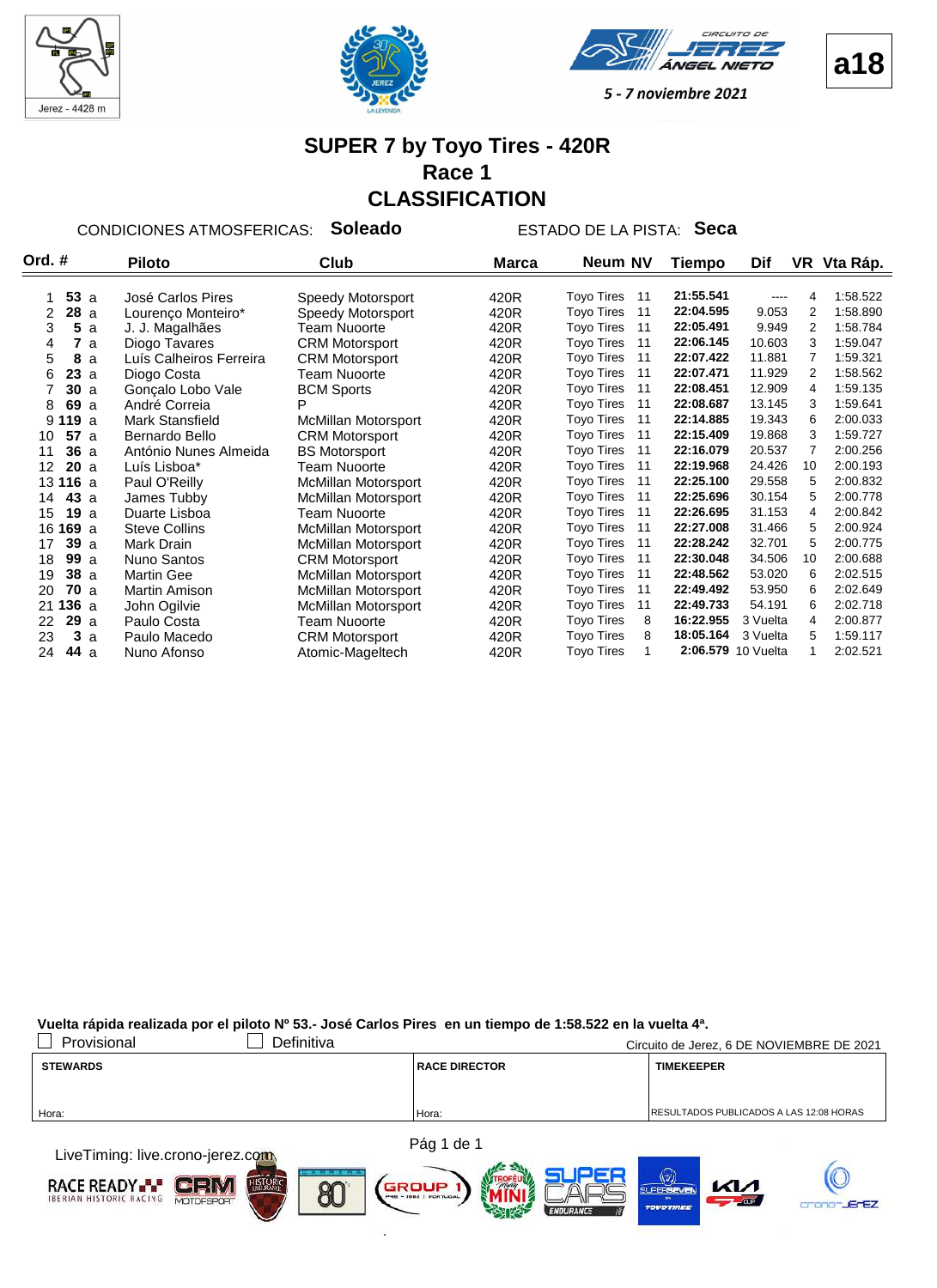Jerez - 4428 m

5 - 7 noviembre 2021

**a18**

# SUPER 7 by Toyo Tires - 420R
## Race 1
## CLASSIFICATION

CONDICIONES ATMOSFERICAS: **Soleado** ESTADO DE LA PISTA: **Seca**

| Ord. | # | | Piloto | Club | Marca | Neum | NV | Tiempo | Dif | VR | Vta Ráp. |
|---|---|---|---|---|---|---|---|---|---|---|---|
| 1 | **53** | a | José Carlos Pires | Speedy Motorsport | 420R | Toyo Tires | 11 | **21:55.541** | ---- | 4 | 1:58.522 |
| 2 | **28** | a | Lourenço Monteiro* | Speedy Motorsport | 420R | Toyo Tires | 11 | **22:04.595** | 9.053 | 2 | 1:58.890 |
| 3 | **5** | a | J. J. Magalhães | Team Nuoorte | 420R | Toyo Tires | 11 | **22:05.491** | 9.949 | 2 | 1:58.784 |
| 4 | **7** | a | Diogo Tavares | CRM Motorsport | 420R | Toyo Tires | 11 | **22:06.145** | 10.603 | 3 | 1:59.047 |
| 5 | **8** | a | Luís Calheiros Ferreira | CRM Motorsport | 420R | Toyo Tires | 11 | **22:07.422** | 11.881 | 7 | 1:59.321 |
| 6 | **23** | a | Diogo Costa | Team Nuoorte | 420R | Toyo Tires | 11 | **22:07.471** | 11.929 | 2 | 1:58.562 |
| 7 | **30** | a | Gonçalo Lobo Vale | BCM Sports | 420R | Toyo Tires | 11 | **22:08.451** | 12.909 | 4 | 1:59.135 |
| 8 | **69** | a | André Correia | P | 420R | Toyo Tires | 11 | **22:08.687** | 13.145 | 3 | 1:59.641 |
| 9 | **119** | a | Mark Stansfield | McMillan Motorsport | 420R | Toyo Tires | 11 | **22:14.885** | 19.343 | 6 | 2:00.033 |
| 10 | **57** | a | Bernardo Bello | CRM Motorsport | 420R | Toyo Tires | 11 | **22:15.409** | 19.868 | 3 | 1:59.727 |
| 11 | **36** | a | António Nunes Almeida | BS Motorsport | 420R | Toyo Tires | 11 | **22:16.079** | 20.537 | 7 | 2:00.256 |
| 12 | **20** | a | Luís Lisboa* | Team Nuoorte | 420R | Toyo Tires | 11 | **22:19.968** | 24.426 | 10 | 2:00.193 |
| 13 | **116** | a | Paul O'Reilly | McMillan Motorsport | 420R | Toyo Tires | 11 | **22:25.100** | 29.558 | 5 | 2:00.832 |
| 14 | **43** | a | James Tubby | McMillan Motorsport | 420R | Toyo Tires | 11 | **22:25.696** | 30.154 | 5 | 2:00.778 |
| 15 | **19** | a | Duarte Lisboa | Team Nuoorte | 420R | Toyo Tires | 11 | **22:26.695** | 31.153 | 4 | 2:00.842 |
| 16 | **169** | a | Steve Collins | McMillan Motorsport | 420R | Toyo Tires | 11 | **22:27.008** | 31.466 | 5 | 2:00.924 |
| 17 | **39** | a | Mark Drain | McMillan Motorsport | 420R | Toyo Tires | 11 | **22:28.242** | 32.701 | 5 | 2:00.775 |
| 18 | **99** | a | Nuno Santos | CRM Motorsport | 420R | Toyo Tires | 11 | **22:30.048** | 34.506 | 10 | 2:00.688 |
| 19 | **38** | a | Martin Gee | McMillan Motorsport | 420R | Toyo Tires | 11 | **22:48.562** | 53.020 | 6 | 2:02.515 |
| 20 | **70** | a | Martin Amison | McMillan Motorsport | 420R | Toyo Tires | 11 | **22:49.492** | 53.950 | 6 | 2:02.649 |
| 21 | **136** | a | John Ogilvie | McMillan Motorsport | 420R | Toyo Tires | 11 | **22:49.733** | 54.191 | 6 | 2:02.718 |
| 22 | **29** | a | Paulo Costa | Team Nuoorte | 420R | Toyo Tires | 8 | **16:22.955** | 3 Vuelta | 4 | 2:00.877 |
| 23 | **3** | a | Paulo Macedo | CRM Motorsport | 420R | Toyo Tires | 8 | **18:05.164** | 3 Vuelta | 5 | 1:59.117 |
| 24 | **44** | a | Nuno Afonso | Atomic-Mageltech | 420R | Toyo Tires | 1 | **2:06.579** | 10 Vuelta | 1 | 2:02.521 |

**Vuelta rápida realizada por el piloto Nº 53.- José Carlos Pires en un tiempo de 1:58.522 en la vuelta 4ª.**

☐ Provisional ☐ Definitiva

Circuito de Jerez, 6 DE NOVIEMBRE DE 2021

| STEWARDS | RACE DIRECTOR | TIMEKEEPER |
|---|---|---|
| Hora: | Hora: | RESULTADOS PUBLICADOS A LAS 12:08 HORAS |

LiveTiming: live.crono-jerez.com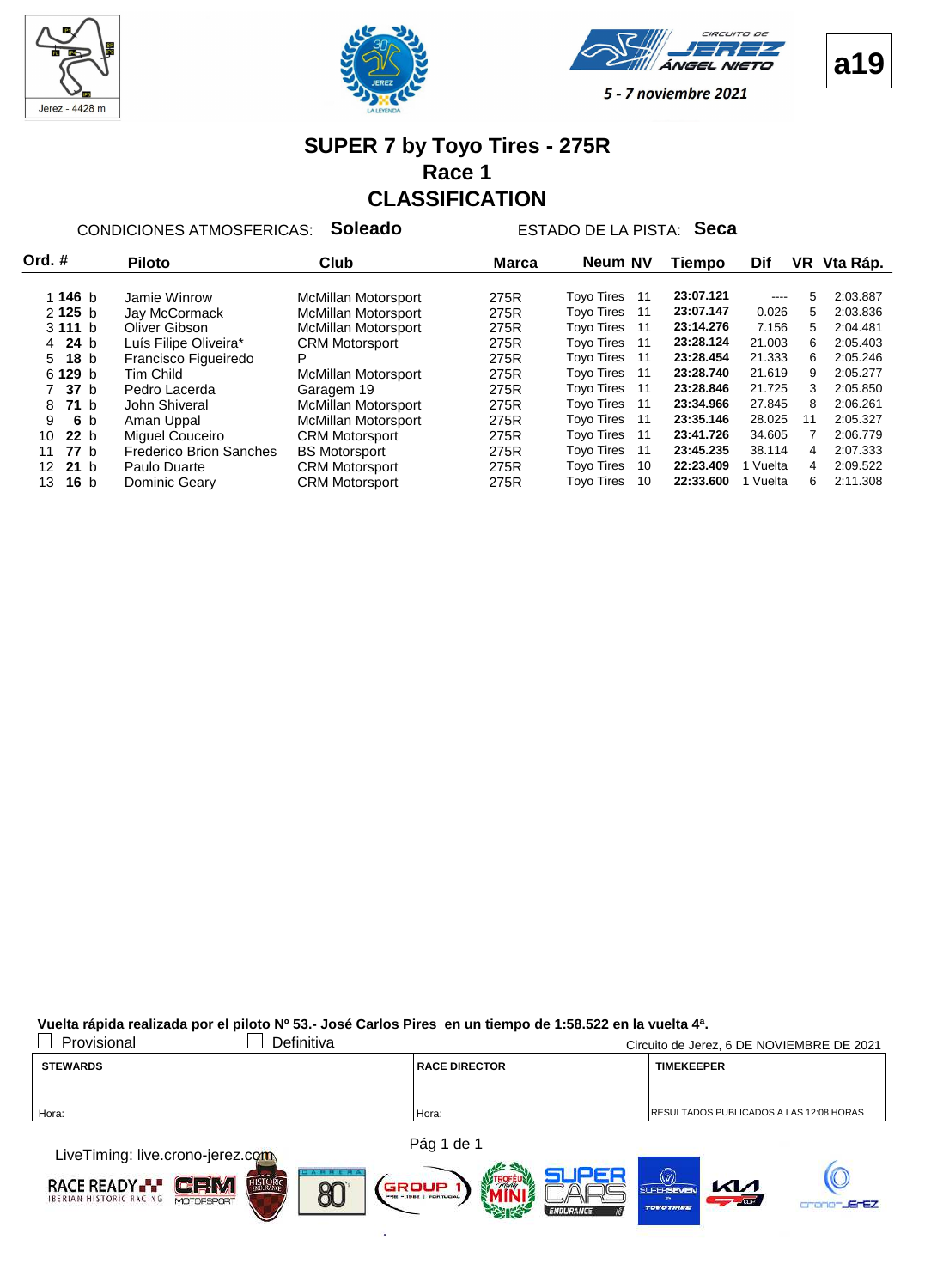Jerez - 4428 m

**a19**

5 - 7 noviembre 2021

# SUPER 7 by Toyo Tires - 275R
## Race 1
## CLASSIFICATION

CONDICIONES ATMOSFERICAS: **Soleado** ESTADO DE LA PISTA: **Seca**

| Ord. | # | Piloto | Club | Marca | Neum | NV | Tiempo | Dif | VR | Vta Ráp. |
|---|---|---|---|---|---|---|---|---|---|---|
| 1 | **146** b | Jamie Winrow | McMillan Motorsport | 275R | Toyo Tires | 11 | **23:07.121** | ---- | 5 | 2:03.887 |
| 2 | **125** b | Jay McCormack | McMillan Motorsport | 275R | Toyo Tires | 11 | **23:07.147** | 0.026 | 5 | 2:03.836 |
| 3 | **111** b | Oliver Gibson | McMillan Motorsport | 275R | Toyo Tires | 11 | **23:14.276** | 7.156 | 5 | 2:04.481 |
| 4 | **24** b | Luís Filipe Oliveira* | CRM Motorsport | 275R | Toyo Tires | 11 | **23:28.124** | 21.003 | 6 | 2:05.403 |
| 5 | **18** b | Francisco Figueiredo | P | 275R | Toyo Tires | 11 | **23:28.454** | 21.333 | 6 | 2:05.246 |
| 6 | **129** b | Tim Child | McMillan Motorsport | 275R | Toyo Tires | 11 | **23:28.740** | 21.619 | 9 | 2:05.277 |
| 7 | **37** b | Pedro Lacerda | Garagem 19 | 275R | Toyo Tires | 11 | **23:28.846** | 21.725 | 3 | 2:05.850 |
| 8 | **71** b | John Shiveral | McMillan Motorsport | 275R | Toyo Tires | 11 | **23:34.966** | 27.845 | 8 | 2:06.261 |
| 9 | **6** b | Aman Uppal | McMillan Motorsport | 275R | Toyo Tires | 11 | **23:35.146** | 28.025 | 11 | 2:05.327 |
| 10 | **22** b | Miguel Couceiro | CRM Motorsport | 275R | Toyo Tires | 11 | **23:41.726** | 34.605 | 7 | 2:06.779 |
| 11 | **77** b | Frederico Brion Sanches | BS Motorsport | 275R | Toyo Tires | 11 | **23:45.235** | 38.114 | 4 | 2:07.333 |
| 12 | **21** b | Paulo Duarte | CRM Motorsport | 275R | Toyo Tires | 10 | **22:23.409** | 1 Vuelta | 4 | 2:09.522 |
| 13 | **16** b | Dominic Geary | CRM Motorsport | 275R | Toyo Tires | 10 | **22:33.600** | 1 Vuelta | 6 | 2:11.308 |

**Vuelta rápida realizada por el piloto Nº 53.- José Carlos Pires en un tiempo de 1:58.522 en la vuelta 4ª.**

☐ Provisional ☐ Definitiva — Circuito de Jerez, 6 DE NOVIEMBRE DE 2021

| STEWARDS | RACE DIRECTOR | TIMEKEEPER |
|---|---|---|
| Hora: | Hora: | RESULTADOS PUBLICADOS A LAS 12:08 HORAS |

LiveTiming: live.crono-jerez.com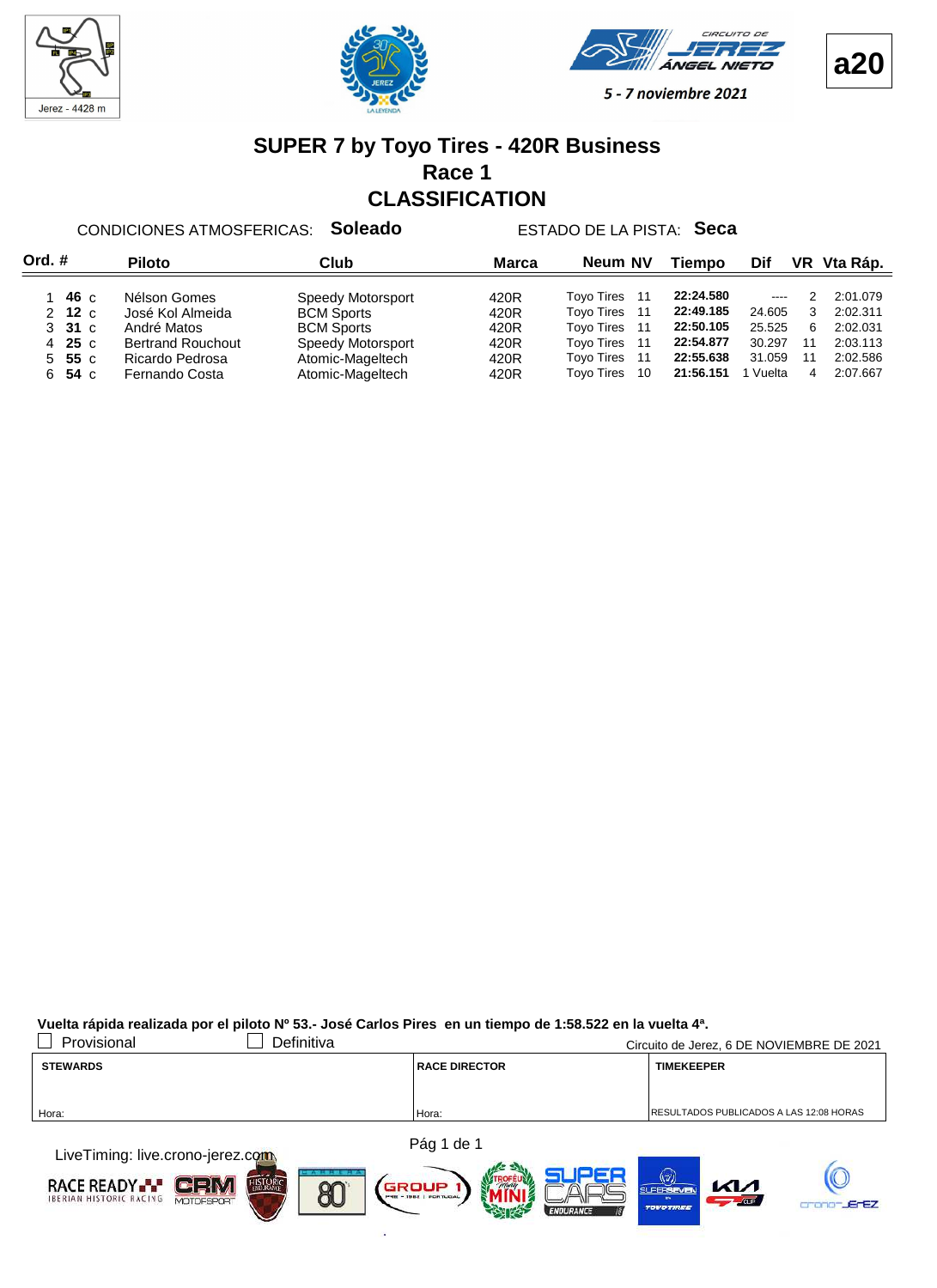Jerez - 4428 m

CIRCUITO DE JEREZ ÁNGEL NIETO

*5 - 7 noviembre 2021*

**a20**

# SUPER 7 by Toyo Tires - 420R Business
## Race 1
## CLASSIFICATION

CONDICIONES ATMOSFERICAS: **Soleado** ESTADO DE LA PISTA: **Seca**

| Ord. | # | | Piloto | Club | Marca | Neum | NV | Tiempo | Dif | VR | Vta Ráp. |
|---|---|---|---|---|---|---|---|---|---|---|---|
| 1 | **46** | c | Nélson Gomes | Speedy Motorsport | 420R | Toyo Tires | 11 | **22:24.580** | ---- | 2 | 2:01.079 |
| 2 | **12** | c | José Kol Almeida | BCM Sports | 420R | Toyo Tires | 11 | **22:49.185** | 24.605 | 3 | 2:02.311 |
| 3 | **31** | c | André Matos | BCM Sports | 420R | Toyo Tires | 11 | **22:50.105** | 25.525 | 6 | 2:02.031 |
| 4 | **25** | c | Bertrand Rouchout | Speedy Motorsport | 420R | Toyo Tires | 11 | **22:54.877** | 30.297 | 11 | 2:03.113 |
| 5 | **55** | c | Ricardo Pedrosa | Atomic-Mageltech | 420R | Toyo Tires | 11 | **22:55.638** | 31.059 | 11 | 2:02.586 |
| 6 | **54** | c | Fernando Costa | Atomic-Mageltech | 420R | Toyo Tires | 10 | **21:56.151** | 1 Vuelta | 4 | 2:07.667 |

**Vuelta rápida realizada por el piloto Nº 53.- José Carlos Pires en un tiempo de 1:58.522 en la vuelta 4ª.**

☐ Provisional ☐ Definitiva

Circuito de Jerez, 6 DE NOVIEMBRE DE 2021

| STEWARDS | RACE DIRECTOR | TIMEKEEPER |
|---|---|---|
| Hora: | Hora: | RESULTADOS PUBLICADOS A LAS 12:08 HORAS |

LiveTiming: live.crono-jerez.com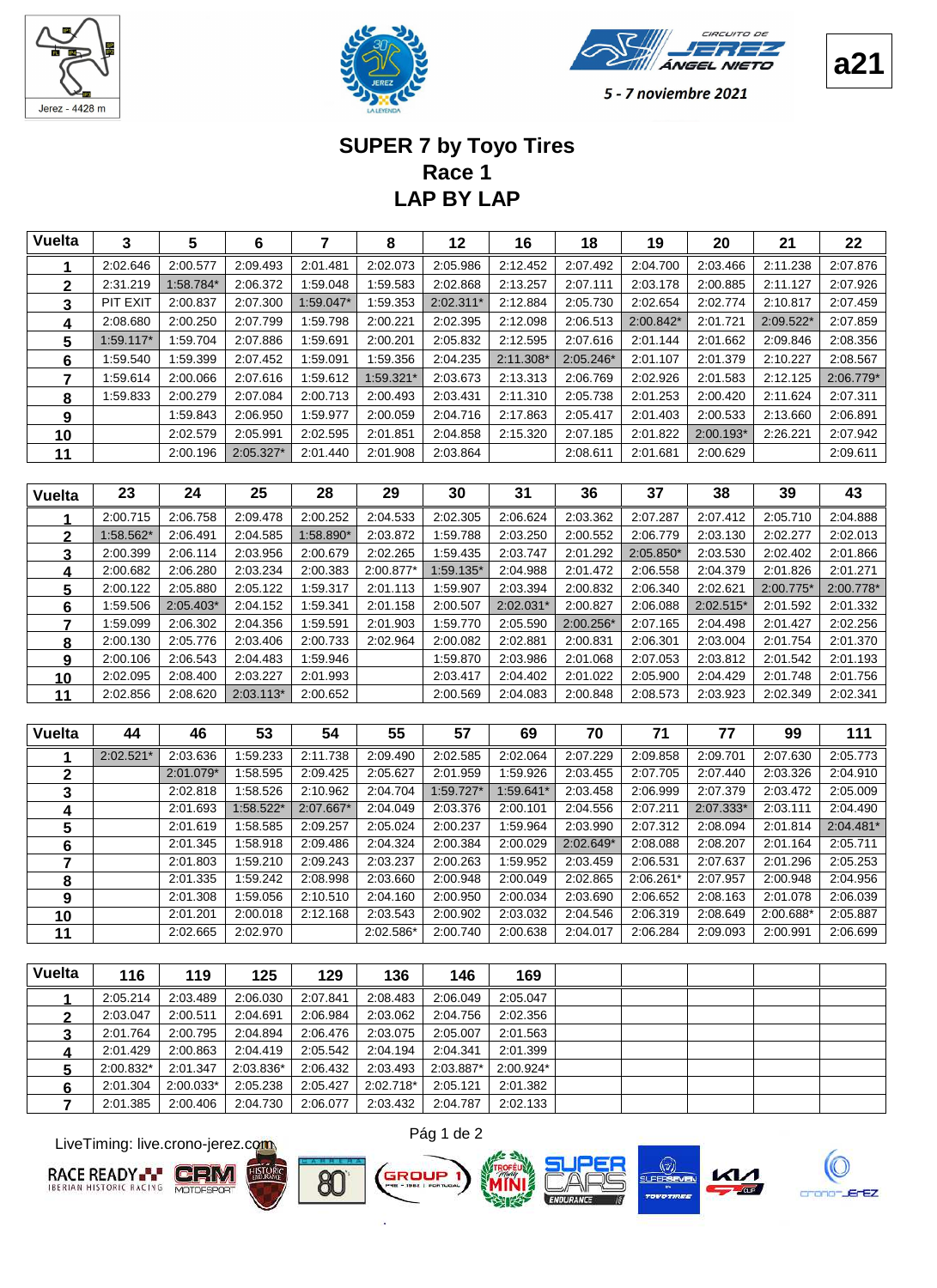**a21**

*5 - 7 noviembre 2021*

# SUPER 7 by Toyo Tires
## Race 1
## LAP BY LAP

| Vuelta | 3 | 5 | 6 | 7 | 8 | 12 | 16 | 18 | 19 | 20 | 21 | 22 |
|---|---|---|---|---|---|---|---|---|---|---|---|---|
| 1 | 2:02.646 | 2:00.577 | 2:09.493 | 2:01.481 | 2:02.073 | 2:05.986 | 2:12.452 | 2:07.492 | 2:04.700 | 2:03.466 | 2:11.238 | 2:07.876 |
| 2 | 2:31.219 | 1:58.784* | 2:06.372 | 1:59.048 | 1:59.583 | 2:02.868 | 2:13.257 | 2:07.111 | 2:03.178 | 2:00.885 | 2:11.127 | 2:07.926 |
| 3 | PIT EXIT | 2:00.837 | 2:07.300 | 1:59.047* | 1:59.353 | 2:02.311* | 2:12.884 | 2:05.730 | 2:02.654 | 2:02.774 | 2:10.817 | 2:07.459 |
| 4 | 2:08.680 | 2:00.250 | 2:07.799 | 1:59.798 | 2:00.221 | 2:02.395 | 2:12.098 | 2:06.513 | 2:00.842* | 2:01.721 | 2:09.522* | 2:07.859 |
| 5 | 1:59.117* | 1:59.704 | 2:07.886 | 1:59.691 | 2:00.201 | 2:05.832 | 2:12.595 | 2:07.616 | 2:01.144 | 2:01.662 | 2:09.846 | 2:08.356 |
| 6 | 1:59.540 | 1:59.399 | 2:07.452 | 1:59.091 | 1:59.356 | 2:04.235 | 2:11.308* | 2:05.246* | 2:01.107 | 2:01.379 | 2:10.227 | 2:08.567 |
| 7 | 1:59.614 | 2:00.066 | 2:07.616 | 1:59.612 | 1:59.321* | 2:03.673 | 2:13.313 | 2:06.769 | 2:02.926 | 2:01.583 | 2:12.125 | 2:06.779* |
| 8 | 1:59.833 | 2:00.279 | 2:07.084 | 2:00.713 | 2:00.493 | 2:03.431 | 2:11.310 | 2:05.738 | 2:01.253 | 2:00.420 | 2:11.624 | 2:07.311 |
| 9 | | 1:59.843 | 2:06.950 | 1:59.977 | 2:00.059 | 2:04.716 | 2:17.863 | 2:05.417 | 2:01.403 | 2:00.533 | 2:13.660 | 2:06.891 |
| 10 | | 2:02.579 | 2:05.991 | 2:02.595 | 2:01.851 | 2:04.858 | 2:15.320 | 2:07.185 | 2:01.822 | 2:00.193* | 2:26.221 | 2:07.942 |
| 11 | | 2:00.196 | 2:05.327* | 2:01.440 | 2:01.908 | 2:03.864 | | 2:08.611 | 2:01.681 | 2:00.629 | | 2:09.611 |

| Vuelta | 23 | 24 | 25 | 28 | 29 | 30 | 31 | 36 | 37 | 38 | 39 | 43 |
|---|---|---|---|---|---|---|---|---|---|---|---|---|
| 1 | 2:00.715 | 2:06.758 | 2:09.478 | 2:00.252 | 2:04.533 | 2:02.305 | 2:06.624 | 2:03.362 | 2:07.287 | 2:07.412 | 2:05.710 | 2:04.888 |
| 2 | 1:58.562* | 2:06.491 | 2:04.585 | 1:58.890* | 2:03.872 | 1:59.788 | 2:03.250 | 2:00.552 | 2:06.779 | 2:03.130 | 2:02.277 | 2:02.013 |
| 3 | 2:00.399 | 2:06.114 | 2:03.956 | 2:00.679 | 2:02.265 | 1:59.435 | 2:03.747 | 2:01.292 | 2:05.850* | 2:03.530 | 2:02.402 | 2:01.866 |
| 4 | 2:00.682 | 2:06.280 | 2:03.234 | 2:00.383 | 2:00.877* | 1:59.135* | 2:04.988 | 2:01.472 | 2:06.558 | 2:04.379 | 2:01.826 | 2:01.271 |
| 5 | 2:00.122 | 2:05.880 | 2:05.122 | 1:59.317 | 2:01.113 | 1:59.907 | 2:03.394 | 2:00.832 | 2:06.340 | 2:02.621 | 2:00.775* | 2:00.778* |
| 6 | 1:59.506 | 2:05.403* | 2:04.152 | 1:59.341 | 2:01.158 | 2:00.507 | 2:02.031* | 2:00.827 | 2:06.088 | 2:02.515* | 2:01.592 | 2:01.332 |
| 7 | 1:59.099 | 2:06.302 | 2:04.356 | 1:59.591 | 2:01.903 | 1:59.770 | 2:05.590 | 2:00.256* | 2:07.165 | 2:04.498 | 2:01.427 | 2:02.256 |
| 8 | 2:00.130 | 2:05.776 | 2:03.406 | 2:00.733 | 2:02.964 | 2:00.082 | 2:02.881 | 2:00.831 | 2:06.301 | 2:03.004 | 2:01.754 | 2:01.370 |
| 9 | 2:00.106 | 2:06.543 | 2:04.483 | 1:59.946 | | 1:59.870 | 2:03.986 | 2:01.068 | 2:07.053 | 2:03.812 | 2:01.542 | 2:01.193 |
| 10 | 2:02.095 | 2:08.400 | 2:03.227 | 2:01.993 | | 2:03.417 | 2:04.402 | 2:01.022 | 2:05.900 | 2:04.429 | 2:01.748 | 2:01.756 |
| 11 | 2:02.856 | 2:08.620 | 2:03.113* | 2:00.652 | | 2:00.569 | 2:04.083 | 2:00.848 | 2:08.573 | 2:03.923 | 2:02.349 | 2:02.341 |

| Vuelta | 44 | 46 | 53 | 54 | 55 | 57 | 69 | 70 | 71 | 77 | 99 | 111 |
|---|---|---|---|---|---|---|---|---|---|---|---|---|
| 1 | 2:02.521* | 2:03.636 | 1:59.233 | 2:11.738 | 2:09.490 | 2:02.585 | 2:02.064 | 2:07.229 | 2:09.858 | 2:09.701 | 2:07.630 | 2:05.773 |
| 2 | | 2:01.079* | 1:58.595 | 2:09.425 | 2:05.627 | 2:01.959 | 1:59.926 | 2:03.455 | 2:07.705 | 2:07.440 | 2:03.326 | 2:04.910 |
| 3 | | 2:02.818 | 1:58.526 | 2:10.962 | 2:04.704 | 1:59.727* | 1:59.641* | 2:03.458 | 2:06.999 | 2:07.379 | 2:03.472 | 2:05.009 |
| 4 | | 2:01.693 | 1:58.522* | 2:07.667* | 2:04.049 | 2:03.376 | 2:00.101 | 2:04.556 | 2:07.211 | 2:07.333* | 2:03.111 | 2:04.490 |
| 5 | | 2:01.619 | 1:58.585 | 2:09.257 | 2:05.024 | 2:00.237 | 1:59.964 | 2:03.990 | 2:07.312 | 2:08.094 | 2:01.814 | 2:04.481* |
| 6 | | 2:01.345 | 1:58.918 | 2:09.486 | 2:04.324 | 2:00.384 | 2:00.029 | 2:02.649* | 2:08.088 | 2:08.207 | 2:01.164 | 2:05.711 |
| 7 | | 2:01.803 | 1:59.210 | 2:09.243 | 2:03.237 | 2:00.263 | 1:59.952 | 2:03.459 | 2:06.531 | 2:07.637 | 2:01.296 | 2:05.253 |
| 8 | | 2:01.335 | 1:59.242 | 2:08.998 | 2:03.660 | 2:00.948 | 2:00.049 | 2:02.865 | 2:06.261* | 2:07.957 | 2:00.948 | 2:04.956 |
| 9 | | 2:01.308 | 1:59.056 | 2:10.510 | 2:04.160 | 2:00.950 | 2:00.034 | 2:03.690 | 2:06.652 | 2:08.163 | 2:01.078 | 2:06.039 |
| 10 | | 2:01.201 | 2:00.018 | 2:12.168 | 2:03.543 | 2:00.902 | 2:03.032 | 2:04.546 | 2:06.319 | 2:08.649 | 2:00.688* | 2:05.887 |
| 11 | | 2:02.665 | 2:02.970 | | 2:02.586* | 2:00.740 | 2:00.638 | 2:04.017 | 2:06.284 | 2:09.093 | 2:00.991 | 2:06.699 |

| Vuelta | 116 | 119 | 125 | 129 | 136 | 146 | 169 | | | | | |
|---|---|---|---|---|---|---|---|---|---|---|---|---|
| 1 | 2:05.214 | 2:03.489 | 2:06.030 | 2:07.841 | 2:08.483 | 2:06.049 | 2:05.047 | | | | | |
| 2 | 2:03.047 | 2:00.511 | 2:04.691 | 2:06.984 | 2:03.062 | 2:04.756 | 2:02.356 | | | | | |
| 3 | 2:01.764 | 2:00.795 | 2:04.894 | 2:06.476 | 2:03.075 | 2:05.007 | 2:01.563 | | | | | |
| 4 | 2:01.429 | 2:00.863 | 2:04.419 | 2:05.542 | 2:04.194 | 2:04.341 | 2:01.399 | | | | | |
| 5 | 2:00.832* | 2:01.347 | 2:03.836* | 2:06.432 | 2:03.493 | 2:03.887* | 2:00.924* | | | | | |
| 6 | 2:01.304 | 2:00.033* | 2:05.238 | 2:05.427 | 2:02.718* | 2:05.121 | 2:01.382 | | | | | |
| 7 | 2:01.385 | 2:00.406 | 2:04.730 | 2:06.077 | 2:03.432 | 2:04.787 | 2:02.133 | | | | | |

LiveTiming: live.crono-jerez.com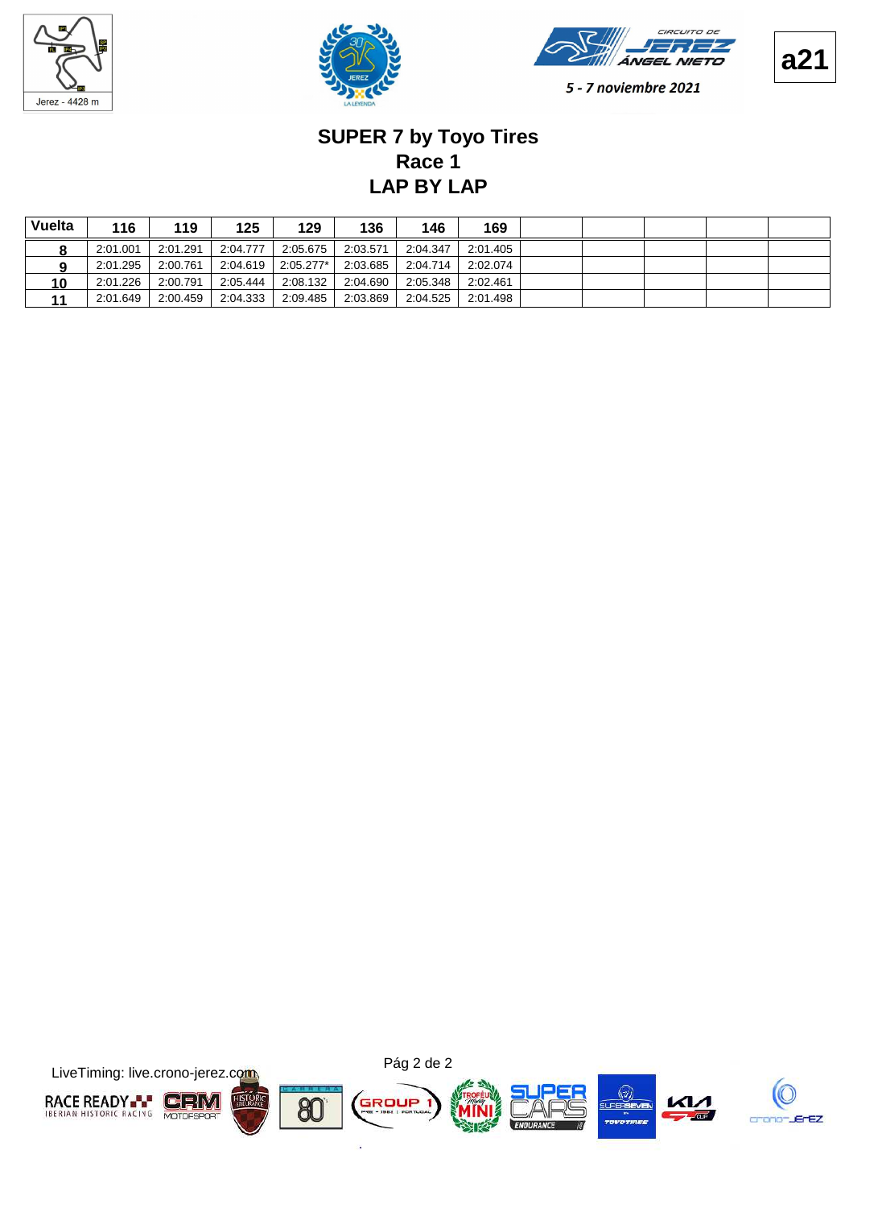**a21**

5 - 7 noviembre 2021

# SUPER 7 by Toyo Tires
## Race 1
## LAP BY LAP

| Vuelta | 116 | 119 | 125 | 129 | 136 | 146 | 169 | | | | |
|---|---|---|---|---|---|---|---|---|---|---|---|
| 8 | 2:01.001 | 2:01.291 | 2:04.777 | 2:05.675 | 2:03.571 | 2:04.347 | 2:01.405 | | | | |
| 9 | 2:01.295 | 2:00.761 | 2:04.619 | 2:05.277* | 2:03.685 | 2:04.714 | 2:02.074 | | | | |
| 10 | 2:01.226 | 2:00.791 | 2:05.444 | 2:08.132 | 2:04.690 | 2:05.348 | 2:02.461 | | | | |
| 11 | 2:01.649 | 2:00.459 | 2:04.333 | 2:09.485 | 2:03.869 | 2:04.525 | 2:01.498 | | | | |

LiveTiming: live.crono-jerez.com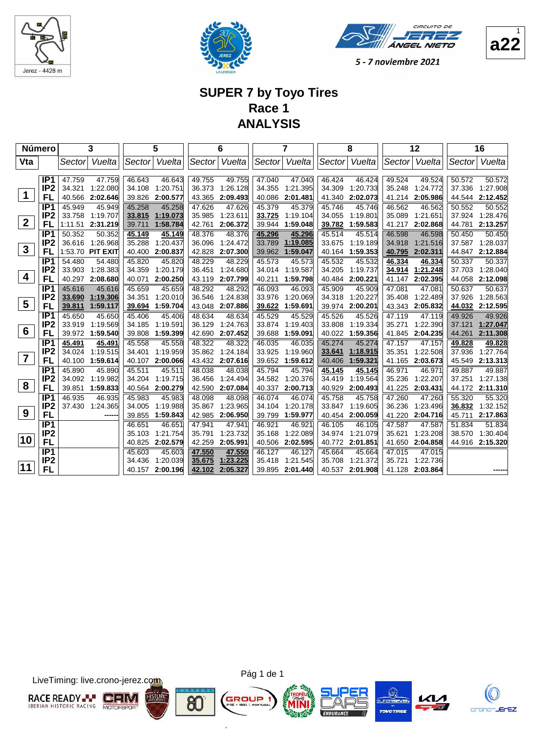Jerez - 4428 m

CIRCUITO DE JEREZ ÁNGEL NIETO

5 - 7 noviembre 2021

a22

# SUPER 7 by Toyo Tires
## Race 1
## ANALYSIS

| Número | | 3 | | 5 | | 6 | | 7 | | 8 | | 12 | | 16 | |
|---|---|---|---|---|---|---|---|---|---|---|---|---|---|---|---|
| Vta | | Sector | Vuelta | Sector | Vuelta | Sector | Vuelta | Sector | Vuelta | Sector | Vuelta | Sector | Vuelta | Sector | Vuelta |
| 1 | IP1 | 47.759 | 47.759 | 46.643 | 46.643 | 49.755 | 49.755 | 47.040 | 47.040 | 46.424 | 46.424 | 49.524 | 49.524 | 50.572 | 50.572 |
| | IP2 | 34.321 | 1:22.080 | 34.108 | 1:20.751 | 36.373 | 1:26.128 | 34.355 | 1:21.395 | 34.309 | 1:20.733 | 35.248 | 1:24.772 | 37.336 | 1:27.908 |
| | FL | 40.566 | 2:02.646 | 39.826 | 2:00.577 | 43.365 | 2:09.493 | 40.086 | 2:01.481 | 41.340 | 2:02.073 | 41.214 | 2:05.986 | 44.544 | 2:12.452 |
| 2 | IP1 | 45.949 | 45.949 | 45.258 | 45.258 | 47.626 | 47.626 | 45.379 | 45.379 | 45.746 | 45.746 | 46.562 | 46.562 | 50.552 | 50.552 |
| | IP2 | 33.758 | 1:19.707 | 33.815 | 1:19.073 | 35.985 | 1:23.611 | 33.725 | 1:19.104 | 34.055 | 1:19.801 | 35.089 | 1:21.651 | 37.924 | 1:28.476 |
| | FL | 1:11.51 | 2:31.219 | 39.711 | 1:58.784 | 42.761 | 2:06.372 | 39.944 | 1:59.048 | 39.782 | 1:59.583 | 41.217 | 2:02.868 | 44.781 | 2:13.257 |
| 3 | IP1 | 50.352 | 50.352 | 45.149 | 45.149 | 48.376 | 48.376 | 45.296 | 45.296 | 45.514 | 45.514 | 46.598 | 46.598 | 50.450 | 50.450 |
| | IP2 | 36.616 | 1:26.968 | 35.288 | 1:20.437 | 36.096 | 1:24.472 | 33.789 | 1:19.085 | 33.675 | 1:19.189 | 34.918 | 1:21.516 | 37.587 | 1:28.037 |
| | FL | 1:53.70 | PIT EXIT | 40.400 | 2:00.837 | 42.828 | 2:07.300 | 39.962 | 1:59.047 | 40.164 | 1:59.353 | 40.795 | 2:02.311 | 44.847 | 2:12.884 |
| 4 | IP1 | 54.480 | 54.480 | 45.820 | 45.820 | 48.229 | 48.229 | 45.573 | 45.573 | 45.532 | 45.532 | 46.334 | 46.334 | 50.337 | 50.337 |
| | IP2 | 33.903 | 1:28.383 | 34.359 | 1:20.179 | 36.451 | 1:24.680 | 34.014 | 1:19.587 | 34.205 | 1:19.737 | 34.914 | 1:21.248 | 37.703 | 1:28.040 |
| | FL | 40.297 | 2:08.680 | 40.071 | 2:00.250 | 43.119 | 2:07.799 | 40.211 | 1:59.798 | 40.484 | 2:00.221 | 41.147 | 2:02.395 | 44.058 | 2:12.098 |
| 5 | IP1 | 45.616 | 45.616 | 45.659 | 45.659 | 48.292 | 48.292 | 46.093 | 46.093 | 45.909 | 45.909 | 47.081 | 47.081 | 50.637 | 50.637 |
| | IP2 | 33.690 | 1:19.306 | 34.351 | 1:20.010 | 36.546 | 1:24.838 | 33.976 | 1:20.069 | 34.318 | 1:20.227 | 35.408 | 1:22.489 | 37.926 | 1:28.563 |
| | FL | 39.811 | 1:59.117 | 39.694 | 1:59.704 | 43.048 | 2:07.886 | 39.622 | 1:59.691 | 39.974 | 2:00.201 | 43.343 | 2:05.832 | 44.032 | 2:12.595 |
| 6 | IP1 | 45.650 | 45.650 | 45.406 | 45.406 | 48.634 | 48.634 | 45.529 | 45.529 | 45.526 | 45.526 | 47.119 | 47.119 | 49.926 | 49.926 |
| | IP2 | 33.919 | 1:19.569 | 34.185 | 1:19.591 | 36.129 | 1:24.763 | 33.874 | 1:19.403 | 33.808 | 1:19.334 | 35.271 | 1:22.390 | 37.121 | 1:27.047 |
| | FL | 39.972 | 1:59.540 | 39.808 | 1:59.399 | 42.690 | 2:07.452 | 39.688 | 1:59.091 | 40.022 | 1:59.356 | 41.845 | 2:04.235 | 44.261 | 2:11.308 |
| 7 | IP1 | 45.491 | 45.491 | 45.558 | 45.558 | 48.322 | 48.322 | 46.035 | 46.035 | 45.274 | 45.274 | 47.157 | 47.157 | 49.828 | 49.828 |
| | IP2 | 34.024 | 1:19.515 | 34.401 | 1:19.959 | 35.862 | 1:24.184 | 33.925 | 1:19.960 | 33.641 | 1:18.915 | 35.351 | 1:22.508 | 37.936 | 1:27.764 |
| | FL | 40.100 | 1:59.614 | 40.107 | 2:00.066 | 43.432 | 2:07.616 | 39.652 | 1:59.612 | 40.406 | 1:59.321 | 41.165 | 2:03.673 | 45.549 | 2:13.313 |
| 8 | IP1 | 45.890 | 45.890 | 45.511 | 45.511 | 48.038 | 48.038 | 45.794 | 45.794 | 45.145 | 45.145 | 46.971 | 46.971 | 49.887 | 49.887 |
| | IP2 | 34.092 | 1:19.982 | 34.204 | 1:19.715 | 36.456 | 1:24.494 | 34.582 | 1:20.376 | 34.419 | 1:19.564 | 35.236 | 1:22.207 | 37.251 | 1:27.138 |
| | FL | 39.851 | 1:59.833 | 40.564 | 2:00.279 | 42.590 | 2:07.084 | 40.337 | 2:00.713 | 40.929 | 2:00.493 | 41.225 | 2:03.431 | 44.172 | 2:11.310 |
| 9 | IP1 | 46.935 | 46.935 | 45.983 | 45.983 | 48.098 | 48.098 | 46.074 | 46.074 | 45.758 | 45.758 | 47.260 | 47.260 | 55.320 | 55.320 |
| | IP2 | 37.430 | 1:24.365 | 34.005 | 1:19.988 | 35.867 | 1:23.965 | 34.104 | 1:20.178 | 33.847 | 1:19.605 | 36.236 | 1:23.496 | 36.832 | 1:32.152 |
| | FL | | ------ | 39.855 | 1:59.843 | 42.985 | 2:06.950 | 39.799 | 1:59.977 | 40.454 | 2:00.059 | 41.220 | 2:04.716 | 45.711 | 2:17.863 |
| 10 | IP1 | | | 46.651 | 46.651 | 47.941 | 47.941 | 46.921 | 46.921 | 46.105 | 46.105 | 47.587 | 47.587 | 51.834 | 51.834 |
| | IP2 | | | 35.103 | 1:21.754 | 35.791 | 1:23.732 | 35.168 | 1:22.089 | 34.974 | 1:21.079 | 35.621 | 1:23.208 | 38.570 | 1:30.404 |
| | FL | | | 40.825 | 2:02.579 | 42.259 | 2:05.991 | 40.506 | 2:02.595 | 40.772 | 2:01.851 | 41.650 | 2:04.858 | 44.916 | 2:15.320 |
| 11 | IP1 | | | 45.603 | 45.603 | 47.550 | 47.550 | 46.127 | 46.127 | 45.664 | 45.664 | 47.015 | 47.015 | | |
| | IP2 | | | 34.436 | 1:20.039 | 35.675 | 1:23.225 | 35.418 | 1:21.545 | 35.708 | 1:21.372 | 35.721 | 1:22.736 | | |
| | FL | | | 40.157 | 2:00.196 | 42.102 | 2:05.327 | 39.895 | 2:01.440 | 40.537 | 2:01.908 | 41.128 | 2:03.864 | | ------ |

LiveTiming: live.crono-jerez.com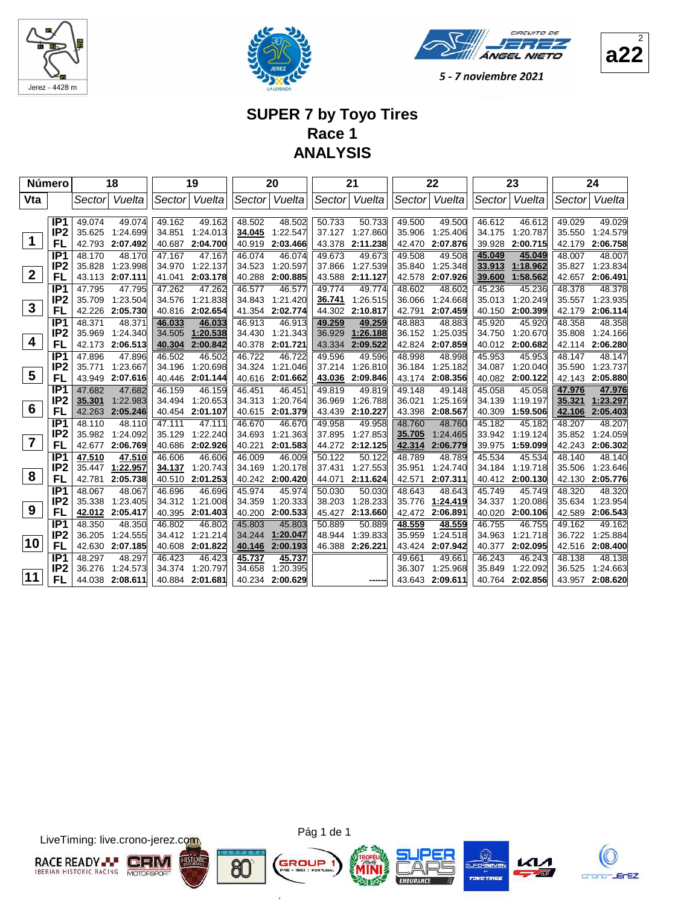Jerez - 4428 m

CIRCUITO DE JEREZ ÁNGEL NIETO

5 - 7 noviembre 2021

a22

# SUPER 7 by Toyo Tires
## Race 1
## ANALYSIS

| Número | | 18 | | 19 | | 20 | | 21 | | 22 | | 23 | | 24 | |
|---|---|---|---|---|---|---|---|---|---|---|---|---|---|---|---|
| Vta | | Sector | Vuelta | Sector | Vuelta | Sector | Vuelta | Sector | Vuelta | Sector | Vuelta | Sector | Vuelta | Sector | Vuelta |
| 1 | IP1 | 49.074 | 49.074 | 49.162 | 49.162 | 48.502 | 48.502 | 50.733 | 50.733 | 49.500 | 49.500 | 46.612 | 46.612 | 49.029 | 49.029 |
| | IP2 | 35.625 | 1:24.699 | 34.851 | 1:24.013 | 34.045 | 1:22.547 | 37.127 | 1:27.860 | 35.906 | 1:25.406 | 34.175 | 1:20.787 | 35.550 | 1:24.579 |
| | FL | 42.793 | 2:07.492 | 40.687 | 2:04.700 | 40.919 | 2:03.466 | 43.378 | 2:11.238 | 42.470 | 2:07.876 | 39.928 | 2:00.715 | 42.179 | 2:06.758 |
| 2 | IP1 | 48.170 | 48.170 | 47.167 | 47.167 | 46.074 | 46.074 | 49.673 | 49.673 | 49.508 | 49.508 | 45.049 | 45.049 | 48.007 | 48.007 |
| | IP2 | 35.828 | 1:23.998 | 34.970 | 1:22.137 | 34.523 | 1:20.597 | 37.866 | 1:27.539 | 35.840 | 1:25.348 | 33.913 | 1:18.962 | 35.827 | 1:23.834 |
| | FL | 43.113 | 2:07.111 | 41.041 | 2:03.178 | 40.288 | 2:00.885 | 43.588 | 2:11.127 | 42.578 | 2:07.926 | 39.600 | 1:58.562 | 42.657 | 2:06.491 |
| 3 | IP1 | 47.795 | 47.795 | 47.262 | 47.262 | 46.577 | 46.577 | 49.774 | 49.774 | 48.602 | 48.602 | 45.236 | 45.236 | 48.378 | 48.378 |
| | IP2 | 35.709 | 1:23.504 | 34.576 | 1:21.838 | 34.843 | 1:21.420 | 36.741 | 1:26.515 | 36.066 | 1:24.668 | 35.013 | 1:20.249 | 35.557 | 1:23.935 |
| | FL | 42.226 | 2:05.730 | 40.816 | 2:02.654 | 41.354 | 2:02.774 | 44.302 | 2:10.817 | 42.791 | 2:07.459 | 40.150 | 2:00.399 | 42.179 | 2:06.114 |
| 4 | IP1 | 48.371 | 48.371 | 46.033 | 46.033 | 46.913 | 46.913 | 49.259 | 49.259 | 48.883 | 48.883 | 45.920 | 45.920 | 48.358 | 48.358 |
| | IP2 | 35.969 | 1:24.340 | 34.505 | 1:20.538 | 34.430 | 1:21.343 | 36.929 | 1:26.188 | 36.152 | 1:25.035 | 34.750 | 1:20.670 | 35.808 | 1:24.166 |
| | FL | 42.173 | 2:06.513 | 40.304 | 2:00.842 | 40.378 | 2:01.721 | 43.334 | 2:09.522 | 42.824 | 2:07.859 | 40.012 | 2:00.682 | 42.114 | 2:06.280 |
| 5 | IP1 | 47.896 | 47.896 | 46.502 | 46.502 | 46.722 | 46.722 | 49.596 | 49.596 | 48.998 | 48.998 | 45.953 | 45.953 | 48.147 | 48.147 |
| | IP2 | 35.771 | 1:23.667 | 34.196 | 1:20.698 | 34.324 | 1:21.046 | 37.214 | 1:26.810 | 36.184 | 1:25.182 | 34.087 | 1:20.040 | 35.590 | 1:23.737 |
| | FL | 43.949 | 2:07.616 | 40.446 | 2:01.144 | 40.616 | 2:01.662 | 43.036 | 2:09.846 | 43.174 | 2:08.356 | 40.082 | 2:00.122 | 42.143 | 2:05.880 |
| 6 | IP1 | 47.682 | 47.682 | 46.159 | 46.159 | 46.451 | 46.451 | 49.819 | 49.819 | 49.148 | 49.148 | 45.058 | 45.058 | 47.976 | 47.976 |
| | IP2 | 35.301 | 1:22.983 | 34.494 | 1:20.653 | 34.313 | 1:20.764 | 36.969 | 1:26.788 | 36.021 | 1:25.169 | 34.139 | 1:19.197 | 35.321 | 1:23.297 |
| | FL | 42.263 | 2:05.246 | 40.454 | 2:01.107 | 40.615 | 2:01.379 | 43.439 | 2:10.227 | 43.398 | 2:08.567 | 40.309 | 1:59.506 | 42.106 | 2:05.403 |
| 7 | IP1 | 48.110 | 48.110 | 47.111 | 47.111 | 46.670 | 46.670 | 49.958 | 49.958 | 48.760 | 48.760 | 45.182 | 45.182 | 48.207 | 48.207 |
| | IP2 | 35.982 | 1:24.092 | 35.129 | 1:22.240 | 34.693 | 1:21.363 | 37.895 | 1:27.853 | 35.705 | 1:24.465 | 33.942 | 1:19.124 | 35.852 | 1:24.059 |
| | FL | 42.677 | 2:06.769 | 40.686 | 2:02.926 | 40.221 | 2:01.583 | 44.272 | 2:12.125 | 42.314 | 2:06.779 | 39.975 | 1:59.099 | 42.243 | 2:06.302 |
| 8 | IP1 | 47.510 | 47.510 | 46.606 | 46.606 | 46.009 | 46.009 | 50.122 | 50.122 | 48.789 | 48.789 | 45.534 | 45.534 | 48.140 | 48.140 |
| | IP2 | 35.447 | 1:22.957 | 34.137 | 1:20.743 | 34.169 | 1:20.178 | 37.431 | 1:27.553 | 35.951 | 1:24.740 | 34.184 | 1:19.718 | 35.506 | 1:23.646 |
| | FL | 42.781 | 2:05.738 | 40.510 | 2:01.253 | 40.242 | 2:00.420 | 44.071 | 2:11.624 | 42.571 | 2:07.311 | 40.412 | 2:00.130 | 42.130 | 2:05.776 |
| 9 | IP1 | 48.067 | 48.067 | 46.696 | 46.696 | 45.974 | 45.974 | 50.030 | 50.030 | 48.643 | 48.643 | 45.749 | 45.749 | 48.320 | 48.320 |
| | IP2 | 35.338 | 1:23.405 | 34.312 | 1:21.008 | 34.359 | 1:20.333 | 38.203 | 1:28.233 | 35.776 | 1:24.419 | 34.337 | 1:20.086 | 35.634 | 1:23.954 |
| | FL | 42.012 | 2:05.417 | 40.395 | 2:01.403 | 40.200 | 2:00.533 | 45.427 | 2:13.660 | 42.472 | 2:06.891 | 40.020 | 2:00.106 | 42.589 | 2:06.543 |
| 10 | IP1 | 48.350 | 48.350 | 46.802 | 46.802 | 45.803 | 45.803 | 50.889 | 50.889 | 48.559 | 48.559 | 46.755 | 46.755 | 49.162 | 49.162 |
| | IP2 | 36.205 | 1:24.555 | 34.412 | 1:21.214 | 34.244 | 1:20.047 | 48.944 | 1:39.833 | 35.959 | 1:24.518 | 34.963 | 1:21.718 | 36.722 | 1:25.884 |
| | FL | 42.630 | 2:07.185 | 40.608 | 2:01.822 | 40.146 | 2:00.193 | 46.388 | 2:26.221 | 43.424 | 2:07.942 | 40.377 | 2:02.095 | 42.516 | 2:08.400 |
| 11 | IP1 | 48.297 | 48.297 | 46.423 | 46.423 | 45.737 | 45.737 | | | 49.661 | 49.661 | 46.243 | 46.243 | 48.138 | 48.138 |
| | IP2 | 36.276 | 1:24.573 | 34.374 | 1:20.797 | 34.658 | 1:20.395 | | | 36.307 | 1:25.968 | 35.849 | 1:22.092 | 36.525 | 1:24.663 |
| | FL | 44.038 | 2:08.611 | 40.884 | 2:01.681 | 40.234 | 2:00.629 | | ------ | 43.643 | 2:09.611 | 40.764 | 2:02.856 | 43.957 | 2:08.620 |

LiveTiming: live.crono-jerez.com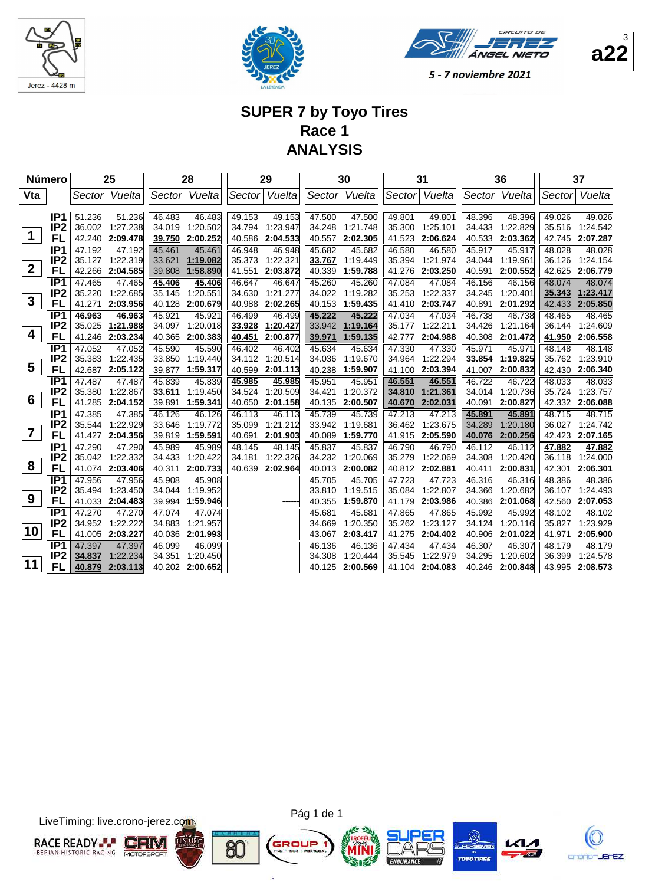Jerez - 4428 m

CIRCUITO DE JEREZ ÁNGEL NIETO

5 - 7 noviembre 2021

a22

# SUPER 7 by Toyo Tires
## Race 1
## ANALYSIS

| Número | | 25 | | 28 | | 29 | | 30 | | 31 | | 36 | | 37 | |
|---|---|---|---|---|---|---|---|---|---|---|---|---|---|---|---|
| Vta | | Sector | Vuelta | Sector | Vuelta | Sector | Vuelta | Sector | Vuelta | Sector | Vuelta | Sector | Vuelta | Sector | Vuelta |
| 1 | IP1 | 51.236 | 51.236 | 46.483 | 46.483 | 49.153 | 49.153 | 47.500 | 47.500 | 49.801 | 49.801 | 48.396 | 48.396 | 49.026 | 49.026 |
| | IP2 | 36.002 | 1:27.238 | 34.019 | 1:20.502 | 34.794 | 1:23.947 | 34.248 | 1:21.748 | 35.300 | 1:25.101 | 34.433 | 1:22.829 | 35.516 | 1:24.542 |
| | FL | 42.240 | 2:09.478 | 39.750 | 2:00.252 | 40.586 | 2:04.533 | 40.557 | 2:02.305 | 41.523 | 2:06.624 | 40.533 | 2:03.362 | 42.745 | 2:07.287 |
| 2 | IP1 | 47.192 | 47.192 | 45.461 | 45.461 | 46.948 | 46.948 | 45.682 | 45.682 | 46.580 | 46.580 | 45.917 | 45.917 | 48.028 | 48.028 |
| | IP2 | 35.127 | 1:22.319 | 33.621 | 1:19.082 | 35.373 | 1:22.321 | 33.767 | 1:19.449 | 35.394 | 1:21.974 | 34.044 | 1:19.961 | 36.126 | 1:24.154 |
| | FL | 42.266 | 2:04.585 | 39.808 | 1:58.890 | 41.551 | 2:03.872 | 40.339 | 1:59.788 | 41.276 | 2:03.250 | 40.591 | 2:00.552 | 42.625 | 2:06.779 |
| 3 | IP1 | 47.465 | 47.465 | 45.406 | 45.406 | 46.647 | 46.647 | 45.260 | 45.260 | 47.084 | 47.084 | 46.156 | 46.156 | 48.074 | 48.074 |
| | IP2 | 35.220 | 1:22.685 | 35.145 | 1:20.551 | 34.630 | 1:21.277 | 34.022 | 1:19.282 | 35.253 | 1:22.337 | 34.245 | 1:20.401 | 35.343 | 1:23.417 |
| | FL | 41.271 | 2:03.956 | 40.128 | 2:00.679 | 40.988 | 2:02.265 | 40.153 | 1:59.435 | 41.410 | 2:03.747 | 40.891 | 2:01.292 | 42.433 | 2:05.850 |
| 4 | IP1 | 46.963 | 46.963 | 45.921 | 45.921 | 46.499 | 46.499 | 45.222 | 45.222 | 47.034 | 47.034 | 46.738 | 46.738 | 48.465 | 48.465 |
| | IP2 | 35.025 | 1:21.988 | 34.097 | 1:20.018 | 33.928 | 1:20.427 | 33.942 | 1:19.164 | 35.177 | 1:22.211 | 34.426 | 1:21.164 | 36.144 | 1:24.609 |
| | FL | 41.246 | 2:03.234 | 40.365 | 2:00.383 | 40.451 | 2:00.877 | 39.971 | 1:59.135 | 42.777 | 2:04.988 | 40.308 | 2:01.472 | 41.950 | 2:06.558 |
| 5 | IP1 | 47.052 | 47.052 | 45.590 | 45.590 | 46.402 | 46.402 | 45.634 | 45.634 | 47.330 | 47.330 | 45.971 | 45.971 | 48.148 | 48.148 |
| | IP2 | 35.383 | 1:22.435 | 33.850 | 1:19.440 | 34.112 | 1:20.514 | 34.036 | 1:19.670 | 34.964 | 1:22.294 | 33.854 | 1:19.825 | 35.762 | 1:23.910 |
| | FL | 42.687 | 2:05.122 | 39.877 | 1:59.317 | 40.599 | 2:01.113 | 40.238 | 1:59.907 | 41.100 | 2:03.394 | 41.007 | 2:00.832 | 42.430 | 2:06.340 |
| 6 | IP1 | 47.487 | 47.487 | 45.839 | 45.839 | 45.985 | 45.985 | 45.951 | 45.951 | 46.551 | 46.551 | 46.722 | 46.722 | 48.033 | 48.033 |
| | IP2 | 35.380 | 1:22.867 | 33.611 | 1:19.450 | 34.524 | 1:20.509 | 34.421 | 1:20.372 | 34.810 | 1:21.361 | 34.014 | 1:20.736 | 35.724 | 1:23.757 |
| | FL | 41.285 | 2:04.152 | 39.891 | 1:59.341 | 40.650 | 2:01.158 | 40.135 | 2:00.507 | 40.670 | 2:02.031 | 40.091 | 2:00.827 | 42.332 | 2:06.088 |
| 7 | IP1 | 47.385 | 47.385 | 46.126 | 46.126 | 46.113 | 46.113 | 45.739 | 45.739 | 47.213 | 47.213 | 45.891 | 45.891 | 48.715 | 48.715 |
| | IP2 | 35.544 | 1:22.929 | 33.646 | 1:19.772 | 35.099 | 1:21.212 | 33.942 | 1:19.681 | 36.462 | 1:23.675 | 34.289 | 1:20.180 | 36.027 | 1:24.742 |
| | FL | 41.427 | 2:04.356 | 39.819 | 1:59.591 | 40.691 | 2:01.903 | 40.089 | 1:59.770 | 41.915 | 2:05.590 | 40.076 | 2:00.256 | 42.423 | 2:07.165 |
| 8 | IP1 | 47.290 | 47.290 | 45.989 | 45.989 | 48.145 | 48.145 | 45.837 | 45.837 | 46.790 | 46.790 | 46.112 | 46.112 | 47.882 | 47.882 |
| | IP2 | 35.042 | 1:22.332 | 34.433 | 1:20.422 | 34.181 | 1:22.326 | 34.232 | 1:20.069 | 35.279 | 1:22.069 | 34.308 | 1:20.420 | 36.118 | 1:24.000 |
| | FL | 41.074 | 2:03.406 | 40.311 | 2:00.733 | 40.639 | 2:02.964 | 40.013 | 2:00.082 | 40.812 | 2:02.881 | 40.411 | 2:00.831 | 42.301 | 2:06.301 |
| 9 | IP1 | 47.956 | 47.956 | 45.908 | 45.908 | | | 45.705 | 45.705 | 47.723 | 47.723 | 46.316 | 46.316 | 48.386 | 48.386 |
| | IP2 | 35.494 | 1:23.450 | 34.044 | 1:19.952 | | | 33.810 | 1:19.515 | 35.084 | 1:22.807 | 34.366 | 1:20.682 | 36.107 | 1:24.493 |
| | FL | 41.033 | 2:04.483 | 39.994 | 1:59.946 | | ------ | 40.355 | 1:59.870 | 41.179 | 2:03.986 | 40.386 | 2:01.068 | 42.560 | 2:07.053 |
| 10 | IP1 | 47.270 | 47.270 | 47.074 | 47.074 | | | 45.681 | 45.681 | 47.865 | 47.865 | 45.992 | 45.992 | 48.102 | 48.102 |
| | IP2 | 34.952 | 1:22.222 | 34.883 | 1:21.957 | | | 34.669 | 1:20.350 | 35.262 | 1:23.127 | 34.124 | 1:20.116 | 35.827 | 1:23.929 |
| | FL | 41.005 | 2:03.227 | 40.036 | 2:01.993 | | | 43.067 | 2:03.417 | 41.275 | 2:04.402 | 40.906 | 2:01.022 | 41.971 | 2:05.900 |
| 11 | IP1 | 47.397 | 47.397 | 46.099 | 46.099 | | | 46.136 | 46.136 | 47.434 | 47.434 | 46.307 | 46.307 | 48.179 | 48.179 |
| | IP2 | 34.837 | 1:22.234 | 34.351 | 1:20.450 | | | 34.308 | 1:20.444 | 35.545 | 1:22.979 | 34.295 | 1:20.602 | 36.399 | 1:24.578 |
| | FL | 40.879 | 2:03.113 | 40.202 | 2:00.652 | | | 40.125 | 2:00.569 | 41.104 | 2:04.083 | 40.246 | 2:00.848 | 43.995 | 2:08.573 |

LiveTiming: live.crono-jerez.com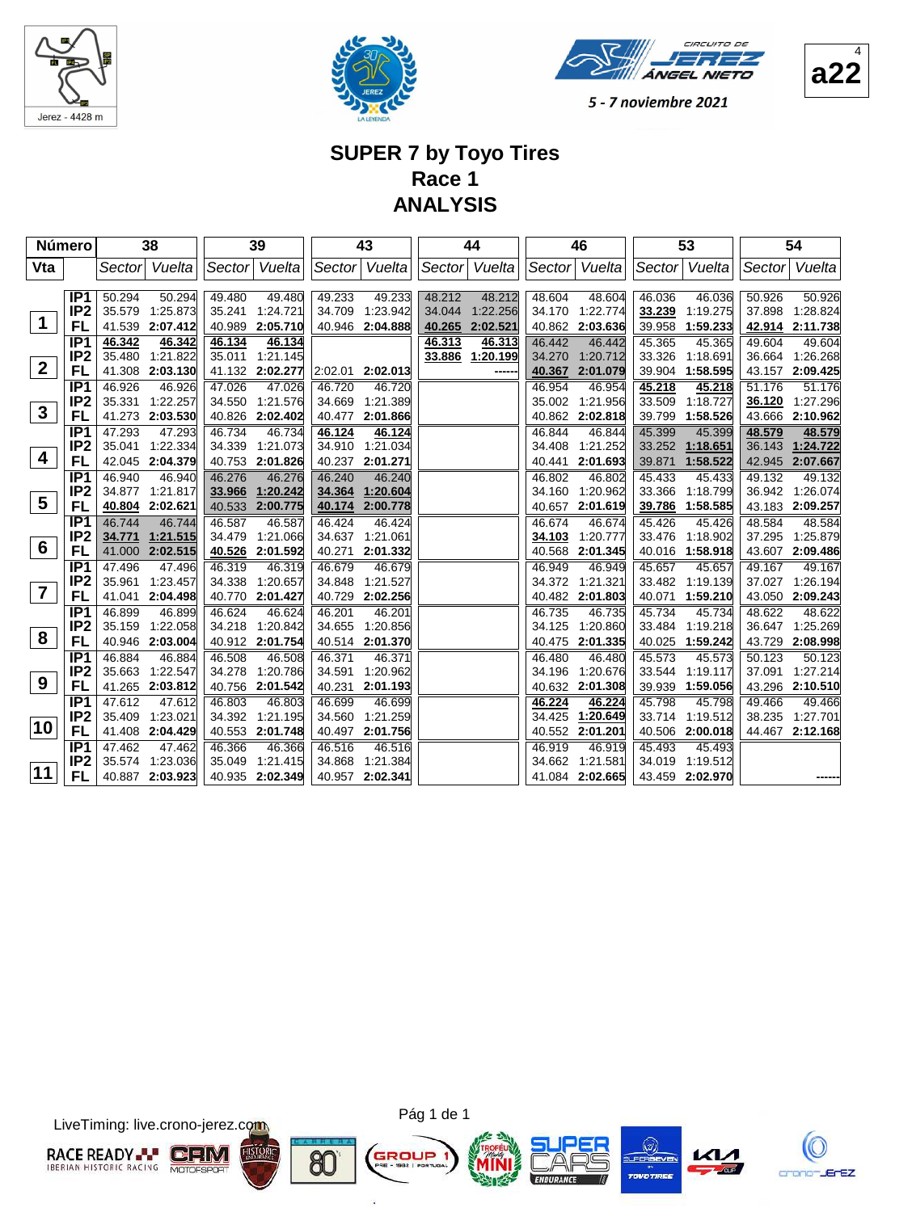5 - 7 noviembre 2021

# SUPER 7 by Toyo Tires
## Race 1
## ANALYSIS

| Número | | 38 | | 39 | | 43 | | 44 | | 46 | | 53 | | 54 | |
|---|---|---|---|---|---|---|---|---|---|---|---|---|---|---|---|
| Vta | | Sector | Vuelta | Sector | Vuelta | Sector | Vuelta | Sector | Vuelta | Sector | Vuelta | Sector | Vuelta | Sector | Vuelta |
| 1 | IP1 | 50.294 | 50.294 | 49.480 | 49.480 | 49.233 | 49.233 | 48.212 | 48.212 | 48.604 | 48.604 | 46.036 | 46.036 | 50.926 | 50.926 |
| | IP2 | 35.579 | 1:25.873 | 35.241 | 1:24.721 | 34.709 | 1:23.942 | 34.044 | 1:22.256 | 34.170 | 1:22.774 | **33.239** | 1:19.275 | 37.898 | 1:28.824 |
| | FL | 41.539 | **2:07.412** | 40.989 | **2:05.710** | 40.946 | **2:04.888** | **40.265** | **2:02.521** | 40.862 | **2:03.636** | 39.958 | **1:59.233** | **42.914** | **2:11.738** |
| 2 | IP1 | **46.342** | **46.342** | **46.134** | **46.134** | | | **46.313** | **46.313** | 46.442 | 46.442 | 45.365 | 45.365 | 49.604 | 49.604 |
| | IP2 | 35.480 | 1:21.822 | 35.011 | 1:21.145 | | | **33.886** | **1:20.199** | 34.270 | 1:20.712 | 33.326 | 1:18.691 | 36.664 | 1:26.268 |
| | FL | 41.308 | **2:03.130** | 41.132 | **2:02.277** | 2:02.01 | **2:02.013** | | ------ | **40.367** | **2:01.079** | 39.904 | **1:58.595** | 43.157 | **2:09.425** |
| 3 | IP1 | 46.926 | 46.926 | 47.026 | 47.026 | 46.720 | 46.720 | | | 46.954 | 46.954 | **45.218** | **45.218** | 51.176 | 51.176 |
| | IP2 | 35.331 | 1:22.257 | 34.550 | 1:21.576 | 34.669 | 1:21.389 | | | 35.002 | 1:21.956 | 33.509 | 1:18.727 | **36.120** | 1:27.296 |
| | FL | 41.273 | **2:03.530** | 40.826 | **2:02.402** | 40.477 | **2:01.866** | | | 40.862 | **2:02.818** | 39.799 | **1:58.526** | 43.666 | **2:10.962** |
| 4 | IP1 | 47.293 | 47.293 | 46.734 | 46.734 | **46.124** | **46.124** | | | 46.844 | 46.844 | 45.399 | 45.399 | **48.579** | **48.579** |
| | IP2 | 35.041 | 1:22.334 | 34.339 | 1:21.073 | 34.910 | 1:21.034 | | | 34.408 | 1:21.252 | 33.252 | **1:18.651** | 36.143 | **1:24.722** |
| | FL | 42.045 | **2:04.379** | 40.753 | **2:01.826** | 40.237 | **2:01.271** | | | 40.441 | **2:01.693** | 39.871 | **1:58.522** | 42.945 | **2:07.667** |
| 5 | IP1 | 46.940 | 46.940 | 46.276 | 46.276 | 46.240 | 46.240 | | | 46.802 | 46.802 | 45.433 | 45.433 | 49.132 | 49.132 |
| | IP2 | 34.877 | 1:21.817 | **33.966** | **1:20.242** | **34.364** | **1:20.604** | | | 34.160 | 1:20.962 | 33.366 | 1:18.799 | 36.942 | 1:26.074 |
| | FL | **40.804** | **2:02.621** | 40.533 | **2:00.775** | **40.174** | **2:00.778** | | | 40.657 | **2:01.619** | **39.786** | **1:58.585** | 43.183 | **2:09.257** |
| 6 | IP1 | 46.744 | 46.744 | 46.587 | 46.587 | 46.424 | 46.424 | | | 46.674 | 46.674 | 45.426 | 45.426 | 48.584 | 48.584 |
| | IP2 | **34.771** | **1:21.515** | 34.479 | 1:21.066 | 34.637 | 1:21.061 | | | **34.103** | 1:20.777 | 33.476 | 1:18.902 | 37.295 | 1:25.879 |
| | FL | 41.000 | **2:02.515** | **40.526** | **2:01.592** | 40.271 | **2:01.332** | | | 40.568 | **2:01.345** | 40.016 | **1:58.918** | 43.607 | **2:09.486** |
| 7 | IP1 | 47.496 | 47.496 | 46.319 | 46.319 | 46.679 | 46.679 | | | 46.949 | 46.949 | 45.657 | 45.657 | 49.167 | 49.167 |
| | IP2 | 35.961 | 1:23.457 | 34.338 | 1:20.657 | 34.848 | 1:21.527 | | | 34.372 | 1:21.321 | 33.482 | 1:19.139 | 37.027 | 1:26.194 |
| | FL | 41.041 | **2:04.498** | 40.770 | **2:01.427** | 40.729 | **2:02.256** | | | 40.482 | **2:01.803** | 40.071 | **1:59.210** | 43.050 | **2:09.243** |
| 8 | IP1 | 46.899 | 46.899 | 46.624 | 46.624 | 46.201 | 46.201 | | | 46.735 | 46.735 | 45.734 | 45.734 | 48.622 | 48.622 |
| | IP2 | 35.159 | 1:22.058 | 34.218 | 1:20.842 | 34.655 | 1:20.856 | | | 34.125 | 1:20.860 | 33.484 | 1:19.218 | 36.647 | 1:25.269 |
| | FL | 40.946 | **2:03.004** | 40.912 | **2:01.754** | 40.514 | **2:01.370** | | | 40.475 | **2:01.335** | 40.025 | **1:59.242** | 43.729 | **2:08.998** |
| 9 | IP1 | 46.884 | 46.884 | 46.508 | 46.508 | 46.371 | 46.371 | | | 46.480 | 46.480 | 45.573 | 45.573 | 50.123 | 50.123 |
| | IP2 | 35.663 | 1:22.547 | 34.278 | 1:20.786 | 34.591 | 1:20.962 | | | 34.196 | 1:20.676 | 33.544 | 1:19.117 | 37.091 | 1:27.214 |
| | FL | 41.265 | **2:03.812** | 40.756 | **2:01.542** | 40.231 | **2:01.193** | | | 40.632 | **2:01.308** | 39.939 | **1:59.056** | 43.296 | **2:10.510** |
| 10 | IP1 | 47.612 | 47.612 | 46.803 | 46.803 | 46.699 | 46.699 | | | **46.224** | **46.224** | 45.798 | 45.798 | 49.466 | 49.466 |
| | IP2 | 35.409 | 1:23.021 | 34.392 | 1:21.195 | 34.560 | 1:21.259 | | | 34.425 | **1:20.649** | 33.714 | 1:19.512 | 38.235 | 1:27.701 |
| | FL | 41.408 | **2:04.429** | 40.553 | **2:01.748** | 40.497 | **2:01.756** | | | 40.552 | **2:01.201** | 40.506 | **2:00.018** | 44.467 | **2:12.168** |
| 11 | IP1 | 47.462 | 47.462 | 46.366 | 46.366 | 46.516 | 46.516 | | | 46.919 | 46.919 | 45.493 | 45.493 | | |
| | IP2 | 35.574 | 1:23.036 | 35.049 | 1:21.415 | 34.868 | 1:21.384 | | | 34.662 | 1:21.581 | 34.019 | 1:19.512 | | |
| | FL | 40.887 | **2:03.923** | 40.935 | **2:02.349** | 40.957 | **2:02.341** | | | 41.084 | **2:02.665** | 43.459 | **2:02.970** | | ------ |

LiveTiming: live.crono-jerez.com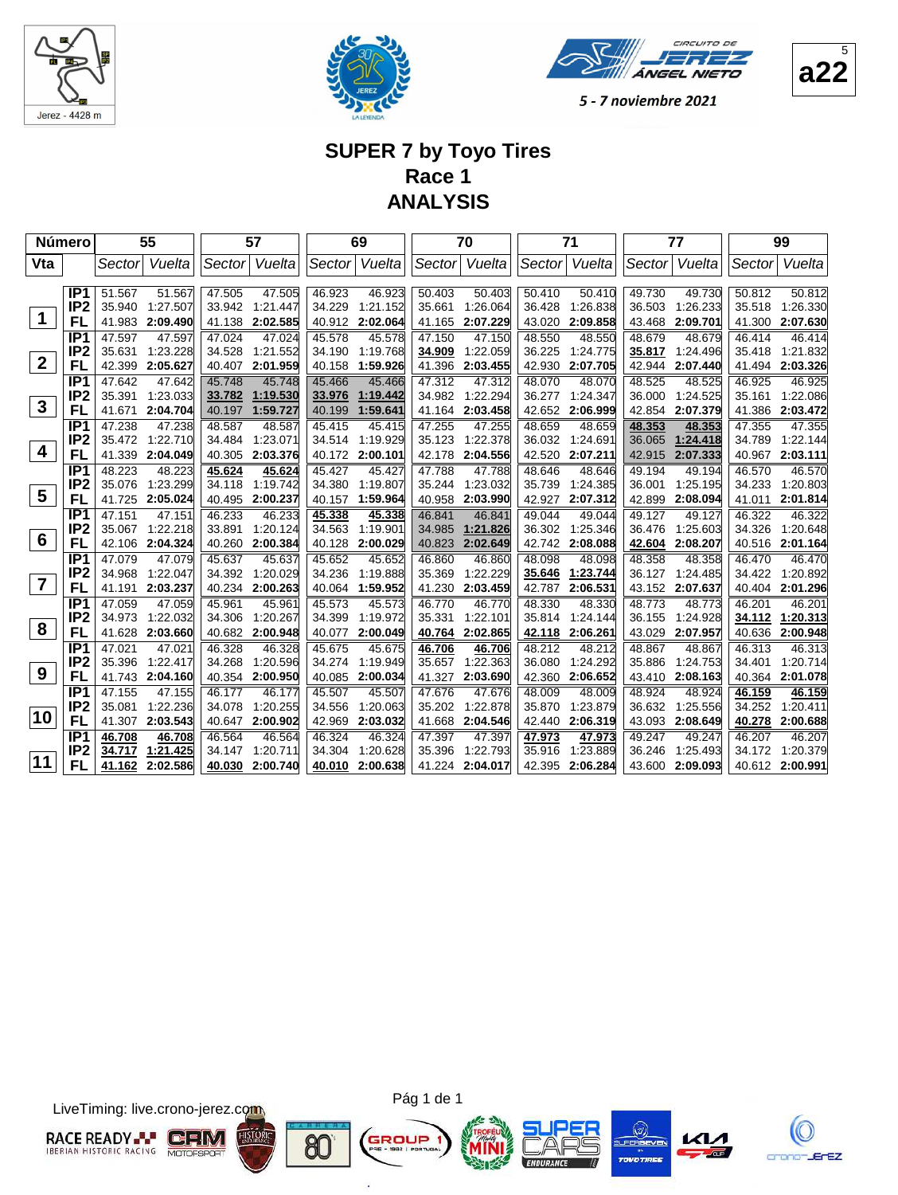Jerez - 4428 m

Circuito de Jerez Ángel Nieto

5 - 7 noviembre 2021

a22

# SUPER 7 by Toyo Tires
## Race 1
## ANALYSIS

| Número | | 55 | | 57 | | 69 | | 70 | | 71 | | 77 | | 99 | |
|---|---|---|---|---|---|---|---|---|---|---|---|---|---|---|---|
| Vta | | Sector | Vuelta | Sector | Vuelta | Sector | Vuelta | Sector | Vuelta | Sector | Vuelta | Sector | Vuelta | Sector | Vuelta |
| 1 | IP1 | 51.567 | 51.567 | 47.505 | 47.505 | 46.923 | 46.923 | 50.403 | 50.403 | 50.410 | 50.410 | 49.730 | 49.730 | 50.812 | 50.812 |
| | IP2 | 35.940 | 1:27.507 | 33.942 | 1:21.447 | 34.229 | 1:21.152 | 35.661 | 1:26.064 | 36.428 | 1:26.838 | 36.503 | 1:26.233 | 35.518 | 1:26.330 |
| | FL | 41.983 | **2:09.490** | 41.138 | **2:02.585** | 40.912 | **2:02.064** | 41.165 | **2:07.229** | 43.020 | **2:09.858** | 43.468 | **2:09.701** | 41.300 | **2:07.630** |
| 2 | IP1 | 47.597 | 47.597 | 47.024 | 47.024 | 45.578 | 45.578 | 47.150 | 47.150 | 48.550 | 48.550 | 48.679 | 48.679 | 46.414 | 46.414 |
| | IP2 | 35.631 | 1:23.228 | 34.528 | 1:21.552 | 34.190 | 1:19.768 | **34.909** | 1:22.059 | 36.225 | 1:24.775 | **35.817** | 1:24.496 | 35.418 | 1:21.832 |
| | FL | 42.399 | **2:05.627** | 40.407 | **2:01.959** | 40.158 | **1:59.926** | 41.396 | **2:03.455** | 42.930 | **2:07.705** | 42.944 | **2:07.440** | 41.494 | **2:03.326** |
| 3 | IP1 | 47.642 | 47.642 | 45.748 | 45.748 | 45.466 | 45.466 | 47.312 | 47.312 | 48.070 | 48.070 | 48.525 | 48.525 | 46.925 | 46.925 |
| | IP2 | 35.391 | 1:23.033 | **33.782** | **1:19.530** | **33.976** | **1:19.442** | 34.982 | 1:22.294 | 36.277 | 1:24.347 | 36.000 | 1:24.525 | 35.161 | 1:22.086 |
| | FL | 41.671 | **2:04.704** | 40.197 | **1:59.727** | 40.199 | **1:59.641** | 41.164 | **2:03.458** | 42.652 | **2:06.999** | 42.854 | **2:07.379** | 41.386 | **2:03.472** |
| 4 | IP1 | 47.238 | 47.238 | 48.587 | 48.587 | 45.415 | 45.415 | 47.255 | 47.255 | 48.659 | 48.659 | **48.353** | **48.353** | 47.355 | 47.355 |
| | IP2 | 35.472 | 1:22.710 | 34.484 | 1:23.071 | 34.514 | 1:19.929 | 35.123 | 1:22.378 | 36.032 | 1:24.691 | 36.065 | **1:24.418** | 34.789 | 1:22.144 |
| | FL | 41.339 | **2:04.049** | 40.305 | **2:03.376** | 40.172 | **2:00.101** | 42.178 | **2:04.556** | 42.520 | **2:07.211** | 42.915 | **2:07.333** | 40.967 | **2:03.111** |
| 5 | IP1 | 48.223 | 48.223 | **45.624** | **45.624** | 45.427 | 45.427 | 47.788 | 47.788 | 48.646 | 48.646 | 49.194 | 49.194 | 46.570 | 46.570 |
| | IP2 | 35.076 | 1:23.299 | 34.118 | 1:19.742 | 34.380 | 1:19.807 | 35.244 | 1:23.032 | 35.739 | 1:24.385 | 36.001 | 1:25.195 | 34.233 | 1:20.803 |
| | FL | 41.725 | **2:05.024** | 40.495 | **2:00.237** | 40.157 | **1:59.964** | 40.958 | **2:03.990** | 42.927 | **2:07.312** | 42.899 | **2:08.094** | 41.011 | **2:01.814** |
| 6 | IP1 | 47.151 | 47.151 | 46.233 | 46.233 | **45.338** | **45.338** | 46.841 | 46.841 | 49.044 | 49.044 | 49.127 | 49.127 | 46.322 | 46.322 |
| | IP2 | 35.067 | 1:22.218 | 33.891 | 1:20.124 | 34.563 | 1:19.901 | 34.985 | **1:21.826** | 36.302 | 1:25.346 | 36.476 | 1:25.603 | 34.326 | 1:20.648 |
| | FL | 42.106 | **2:04.324** | 40.260 | **2:00.384** | 40.128 | **2:00.029** | 40.823 | **2:02.649** | 42.742 | **2:08.088** | **42.604** | **2:08.207** | 40.516 | **2:01.164** |
| 7 | IP1 | 47.079 | 47.079 | 45.637 | 45.637 | 45.652 | 45.652 | 46.860 | 46.860 | 48.098 | 48.098 | 48.358 | 48.358 | 46.470 | 46.470 |
| | IP2 | 34.968 | 1:22.047 | 34.392 | 1:20.029 | 34.236 | 1:19.888 | 35.369 | 1:22.229 | **35.646** | **1:23.744** | 36.127 | 1:24.485 | 34.422 | 1:20.892 |
| | FL | 41.191 | **2:03.237** | 40.234 | **2:00.263** | 40.064 | **1:59.952** | 41.230 | **2:03.459** | 42.787 | **2:06.531** | 43.152 | **2:07.637** | 40.404 | **2:01.296** |
| 8 | IP1 | 47.059 | 47.059 | 45.961 | 45.961 | 45.573 | 45.573 | 46.770 | 46.770 | 48.330 | 48.330 | 48.773 | 48.773 | 46.201 | 46.201 |
| | IP2 | 34.973 | 1:22.032 | 34.306 | 1:20.267 | 34.399 | 1:19.972 | 35.331 | 1:22.101 | 35.814 | 1:24.144 | 36.155 | 1:24.928 | **34.112** | **1:20.313** |
| | FL | 41.628 | **2:03.660** | 40.682 | **2:00.948** | 40.077 | **2:00.049** | **40.764** | **2:02.865** | **42.118** | **2:06.261** | 43.029 | **2:07.957** | 40.636 | **2:00.948** |
| 9 | IP1 | 47.021 | 47.021 | 46.328 | 46.328 | 45.675 | 45.675 | **46.706** | **46.706** | 48.212 | 48.212 | 48.867 | 48.867 | 46.313 | 46.313 |
| | IP2 | 35.396 | 1:22.417 | 34.268 | 1:20.596 | 34.274 | 1:19.949 | 35.657 | 1:22.363 | 36.080 | 1:24.292 | 35.886 | 1:24.753 | 34.401 | 1:20.714 |
| | FL | 41.743 | **2:04.160** | 40.354 | **2:00.950** | 40.085 | **2:00.034** | 41.327 | **2:03.690** | 42.360 | **2:06.652** | 43.410 | **2:08.163** | 40.364 | **2:01.078** |
| 10 | IP1 | 47.155 | 47.155 | 46.177 | 46.177 | 45.507 | 45.507 | 47.676 | 47.676 | 48.009 | 48.009 | 48.924 | 48.924 | **46.159** | **46.159** |
| | IP2 | 35.081 | 1:22.236 | 34.078 | 1:20.255 | 34.556 | 1:20.063 | 35.202 | 1:22.878 | 35.870 | 1:23.879 | 36.632 | 1:25.556 | 34.252 | 1:20.411 |
| | FL | 41.307 | **2:03.543** | 40.647 | **2:00.902** | 42.969 | **2:03.032** | 41.668 | **2:04.546** | 42.440 | **2:06.319** | 43.093 | **2:08.649** | **40.278** | **2:00.688** |
| 11 | IP1 | **46.708** | **46.708** | 46.564 | 46.564 | 46.324 | 46.324 | 47.397 | 47.397 | **47.973** | **47.973** | 49.247 | 49.247 | 46.207 | 46.207 |
| | IP2 | **34.717** | **1:21.425** | 34.147 | 1:20.711 | 34.304 | 1:20.628 | 35.396 | 1:22.793 | 35.916 | 1:23.889 | 36.246 | 1:25.493 | 34.172 | 1:20.379 |
| | FL | **41.162** | **2:02.586** | **40.030** | **2:00.740** | **40.010** | **2:00.638** | 41.224 | **2:04.017** | 42.395 | **2:06.284** | 43.600 | **2:09.093** | 40.612 | **2:00.991** |

LiveTiming: live.crono-jerez.com

Pág 1 de 1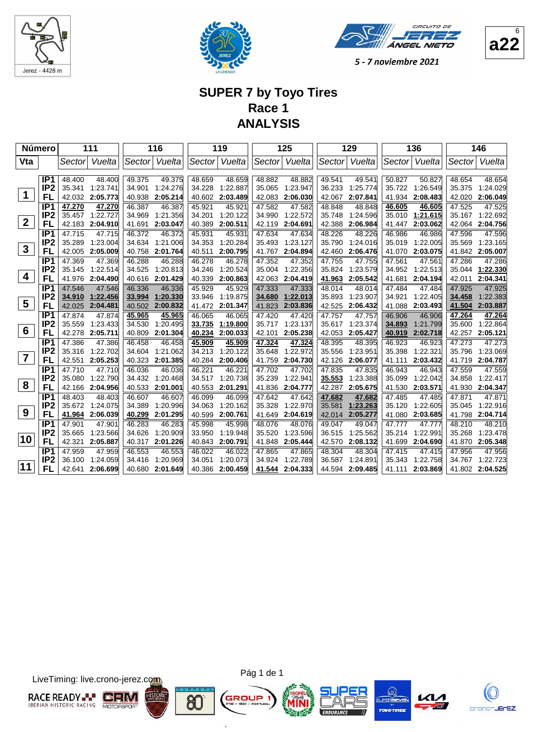Jerez - 4428 m

5 - 7 noviembre 2021

a22

# SUPER 7 by Toyo Tires
## Race 1
## ANALYSIS

| Número | | 111 | | 116 | | 119 | | 125 | | 129 | | 136 | | 146 | |
|---|---|---|---|---|---|---|---|---|---|---|---|---|---|---|---|
| Vta | | Sector | Vuelta | Sector | Vuelta | Sector | Vuelta | Sector | Vuelta | Sector | Vuelta | Sector | Vuelta | Sector | Vuelta |
| 1 | IP1 | 48.400 | 48.400 | 49.375 | 49.375 | 48.659 | 48.659 | 48.882 | 48.882 | 49.541 | 49.541 | 50.827 | 50.827 | 48.654 | 48.654 |
| | IP2 | 35.341 | 1:23.741 | 34.901 | 1:24.276 | 34.228 | 1:22.887 | 35.065 | 1:23.947 | 36.233 | 1:25.774 | 35.722 | 1:26.549 | 35.375 | 1:24.029 |
| | FL | 42.032 | **2:05.773** | 40.938 | **2:05.214** | 40.602 | **2:03.489** | 42.083 | **2:06.030** | 42.067 | **2:07.841** | 41.934 | **2:08.483** | 42.020 | **2:06.049** |
| 2 | IP1 | 47.270 | 47.270 | 46.387 | 46.387 | 45.921 | 45.921 | 47.582 | 47.582 | 48.848 | 48.848 | 46.605 | 46.605 | 47.525 | 47.525 |
| | IP2 | 35.457 | 1:22.727 | 34.969 | 1:21.356 | 34.201 | 1:20.122 | 34.990 | 1:22.572 | 35.748 | 1:24.596 | 35.010 | 1:21.615 | 35.167 | 1:22.692 |
| | FL | 42.183 | **2:04.910** | 41.691 | **2:03.047** | 40.389 | **2:00.511** | 42.119 | **2:04.691** | 42.388 | **2:06.984** | 41.447 | **2:03.062** | 42.064 | **2:04.756** |
| 3 | IP1 | 47.715 | 47.715 | 46.372 | 46.372 | 45.931 | 45.931 | 47.634 | 47.634 | 48.226 | 48.226 | 46.986 | 46.986 | 47.596 | 47.596 |
| | IP2 | 35.289 | 1:23.004 | 34.634 | 1:21.006 | 34.353 | 1:20.284 | 35.493 | 1:23.127 | 35.790 | 1:24.016 | 35.019 | 1:22.005 | 35.569 | 1:23.165 |
| | FL | 42.005 | **2:05.009** | 40.758 | **2:01.764** | 40.511 | **2:00.795** | 41.767 | **2:04.894** | 42.460 | **2:06.476** | 41.070 | **2:03.075** | 41.842 | **2:05.007** |
| 4 | IP1 | 47.369 | 47.369 | 46.288 | 46.288 | 46.278 | 46.278 | 47.352 | 47.352 | 47.755 | 47.755 | 47.561 | 47.561 | 47.286 | 47.286 |
| | IP2 | 35.145 | 1:22.514 | 34.525 | 1:20.813 | 34.246 | 1:20.524 | 35.004 | 1:22.356 | 35.824 | 1:23.579 | 34.952 | 1:22.513 | 35.044 | 1:22.330 |
| | FL | 41.976 | **2:04.490** | 40.616 | **2:01.429** | 40.339 | **2:00.863** | 42.063 | **2:04.419** | 41.963 | **2:05.542** | 41.681 | **2:04.194** | 42.011 | **2:04.341** |
| 5 | IP1 | 47.546 | 47.546 | 46.336 | 46.336 | 45.929 | 45.929 | 47.333 | 47.333 | 48.014 | 48.014 | 47.484 | 47.484 | 47.925 | 47.925 |
| | IP2 | 34.910 | 1:22.456 | 33.994 | 1:20.330 | 33.946 | 1:19.875 | 34.680 | 1:22.013 | 35.893 | 1:23.907 | 34.921 | 1:22.405 | 34.458 | 1:22.383 |
| | FL | 42.025 | **2:04.481** | 40.502 | **2:00.832** | 41.472 | **2:01.347** | 41.823 | **2:03.836** | 42.525 | **2:06.432** | 41.088 | **2:03.493** | 41.504 | **2:03.887** |
| 6 | IP1 | 47.874 | 47.874 | 45.965 | 45.965 | 46.065 | 46.065 | 47.420 | 47.420 | 47.757 | 47.757 | 46.906 | 46.906 | 47.264 | 47.264 |
| | IP2 | 35.559 | 1:23.433 | 34.530 | 1:20.495 | 33.735 | 1:19.800 | 35.717 | 1:23.137 | 35.617 | 1:23.374 | 34.893 | 1:21.799 | 35.600 | 1:22.864 |
| | FL | 42.278 | **2:05.711** | 40.809 | **2:01.304** | 40.234 | **2:00.033** | 42.101 | **2:05.238** | 42.053 | **2:05.427** | 40.919 | **2:02.718** | 42.257 | **2:05.121** |
| 7 | IP1 | 47.386 | 47.386 | 46.458 | 46.458 | 45.909 | 45.909 | 47.324 | 47.324 | 48.395 | 48.395 | 46.923 | 46.923 | 47.273 | 47.273 |
| | IP2 | 35.316 | 1:22.702 | 34.604 | 1:21.062 | 34.213 | 1:20.122 | 35.648 | 1:22.972 | 35.556 | 1:23.951 | 35.398 | 1:22.321 | 35.796 | 1:23.069 |
| | FL | 42.551 | **2:05.253** | 40.323 | **2:01.385** | 40.284 | **2:00.406** | 41.759 | **2:04.730** | 42.126 | **2:06.077** | 41.111 | **2:03.432** | 41.719 | **2:04.787** |
| 8 | IP1 | 47.710 | 47.710 | 46.036 | 46.036 | 46.221 | 46.221 | 47.702 | 47.702 | 47.835 | 47.835 | 46.943 | 46.943 | 47.559 | 47.559 |
| | IP2 | 35.080 | 1:22.790 | 34.432 | 1:20.468 | 34.517 | 1:20.738 | 35.239 | 1:22.941 | 35.553 | 1:23.388 | 35.099 | 1:22.042 | 34.858 | 1:22.417 |
| | FL | 42.166 | **2:04.956** | 40.533 | **2:01.001** | 40.553 | **2:01.291** | 41.836 | **2:04.777** | 42.287 | **2:05.675** | 41.530 | **2:03.571** | 41.930 | **2:04.347** |
| 9 | IP1 | 48.403 | 48.403 | 46.607 | 46.607 | 46.099 | 46.099 | 47.642 | 47.642 | 47.682 | 47.682 | 47.485 | 47.485 | 47.871 | 47.871 |
| | IP2 | 35.672 | 1:24.075 | 34.389 | 1:20.996 | 34.063 | 1:20.162 | 35.328 | 1:22.970 | 35.581 | 1:23.263 | 35.120 | 1:22.605 | 35.045 | 1:22.916 |
| | FL | 41.964 | **2:06.039** | 40.299 | **2:01.295** | 40.599 | **2:00.761** | 41.649 | **2:04.619** | 42.014 | **2:05.277** | 41.080 | **2:03.685** | 41.798 | **2:04.714** |
| 10 | IP1 | 47.901 | 47.901 | 46.283 | 46.283 | 45.998 | 45.998 | 48.076 | 48.076 | 49.047 | 49.047 | 47.777 | 47.777 | 48.210 | 48.210 |
| | IP2 | 35.665 | 1:23.566 | 34.626 | 1:20.909 | 33.950 | 1:19.948 | 35.520 | 1:23.596 | 36.515 | 1:25.562 | 35.214 | 1:22.991 | 35.268 | 1:23.478 |
| | FL | 42.321 | **2:05.887** | 40.317 | **2:01.226** | 40.843 | **2:00.791** | 41.848 | **2:05.444** | 42.570 | **2:08.132** | 41.699 | **2:04.690** | 41.870 | **2:05.348** |
| 11 | IP1 | 47.959 | 47.959 | 46.553 | 46.553 | 46.022 | 46.022 | 47.865 | 47.865 | 48.304 | 48.304 | 47.415 | 47.415 | 47.956 | 47.956 |
| | IP2 | 36.100 | 1:24.059 | 34.416 | 1:20.969 | 34.051 | 1:20.073 | 34.924 | 1:22.789 | 36.587 | 1:24.891 | 35.343 | 1:22.758 | 34.767 | 1:22.723 |
| | FL | 42.641 | **2:06.699** | 40.680 | **2:01.649** | 40.386 | **2:00.459** | 41.544 | **2:04.333** | 44.594 | **2:09.485** | 41.111 | **2:03.869** | 41.802 | **2:04.525** |

LiveTiming: live.crono-jerez.com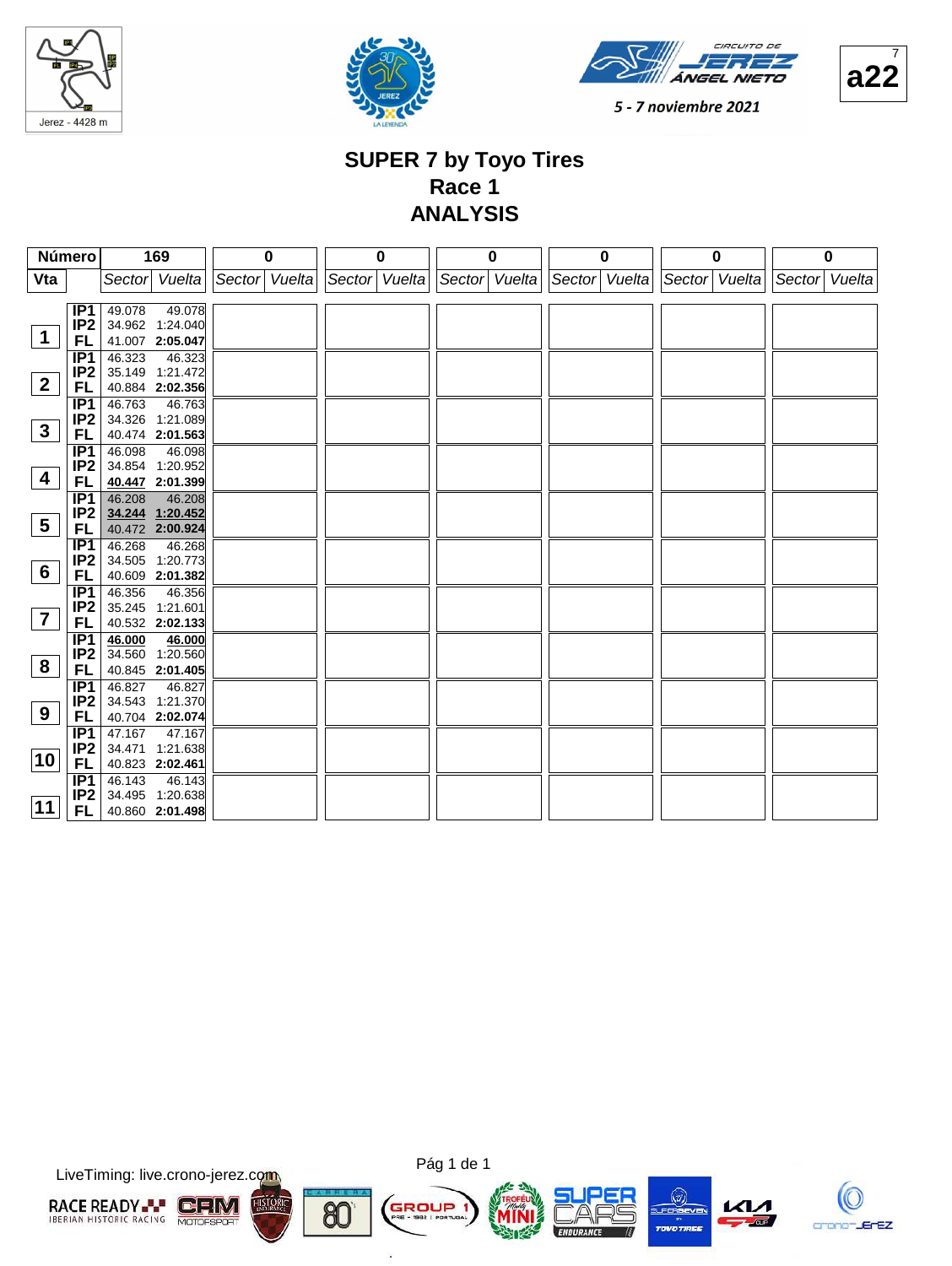Jerez - 4428 m

CIRCUITO DE JEREZ ÁNGEL NIETO

5 - 7 noviembre 2021

a22

# SUPER 7 by Toyo Tires
## Race 1
## ANALYSIS

| Número | | 169 | | 0 | | 0 | | 0 | | 0 | | 0 | | 0 | |
|---|---|---|---|---|---|---|---|---|---|---|---|---|---|---|---|
| Vta | | Sector | Vuelta | Sector | Vuelta | Sector | Vuelta | Sector | Vuelta | Sector | Vuelta | Sector | Vuelta | Sector | Vuelta |
| 1 | IP1 | 49.078 | 49.078 | | | | | | | | | | | | |
| | IP2 | 34.962 | 1:24.040 | | | | | | | | | | | | |
| | FL | 41.007 | **2:05.047** | | | | | | | | | | | | |
| 2 | IP1 | 46.323 | 46.323 | | | | | | | | | | | | |
| | IP2 | 35.149 | 1:21.472 | | | | | | | | | | | | |
| | FL | 40.884 | **2:02.356** | | | | | | | | | | | | |
| 3 | IP1 | 46.763 | 46.763 | | | | | | | | | | | | |
| | IP2 | 34.326 | 1:21.089 | | | | | | | | | | | | |
| | FL | 40.474 | **2:01.563** | | | | | | | | | | | | |
| 4 | IP1 | 46.098 | 46.098 | | | | | | | | | | | | |
| | IP2 | 34.854 | 1:20.952 | | | | | | | | | | | | |
| | FL | **40.447** | **2:01.399** | | | | | | | | | | | | |
| 5 | IP1 | 46.208 | 46.208 | | | | | | | | | | | | |
| | IP2 | **34.244** | **1:20.452** | | | | | | | | | | | | |
| | FL | 40.472 | **2:00.924** | | | | | | | | | | | | |
| 6 | IP1 | 46.268 | 46.268 | | | | | | | | | | | | |
| | IP2 | 34.505 | 1:20.773 | | | | | | | | | | | | |
| | FL | 40.609 | **2:01.382** | | | | | | | | | | | | |
| 7 | IP1 | 46.356 | 46.356 | | | | | | | | | | | | |
| | IP2 | 35.245 | 1:21.601 | | | | | | | | | | | | |
| | FL | 40.532 | **2:02.133** | | | | | | | | | | | | |
| 8 | IP1 | **46.000** | **46.000** | | | | | | | | | | | | |
| | IP2 | 34.560 | 1:20.560 | | | | | | | | | | | | |
| | FL | 40.845 | **2:01.405** | | | | | | | | | | | | |
| 9 | IP1 | 46.827 | 46.827 | | | | | | | | | | | | |
| | IP2 | 34.543 | 1:21.370 | | | | | | | | | | | | |
| | FL | 40.704 | **2:02.074** | | | | | | | | | | | | |
| 10 | IP1 | 47.167 | 47.167 | | | | | | | | | | | | |
| | IP2 | 34.471 | 1:21.638 | | | | | | | | | | | | |
| | FL | 40.823 | **2:02.461** | | | | | | | | | | | | |
| 11 | IP1 | 46.143 | 46.143 | | | | | | | | | | | | |
| | IP2 | 34.495 | 1:20.638 | | | | | | | | | | | | |
| | FL | 40.860 | **2:01.498** | | | | | | | | | | | | |

LiveTiming: live.crono-jerez.com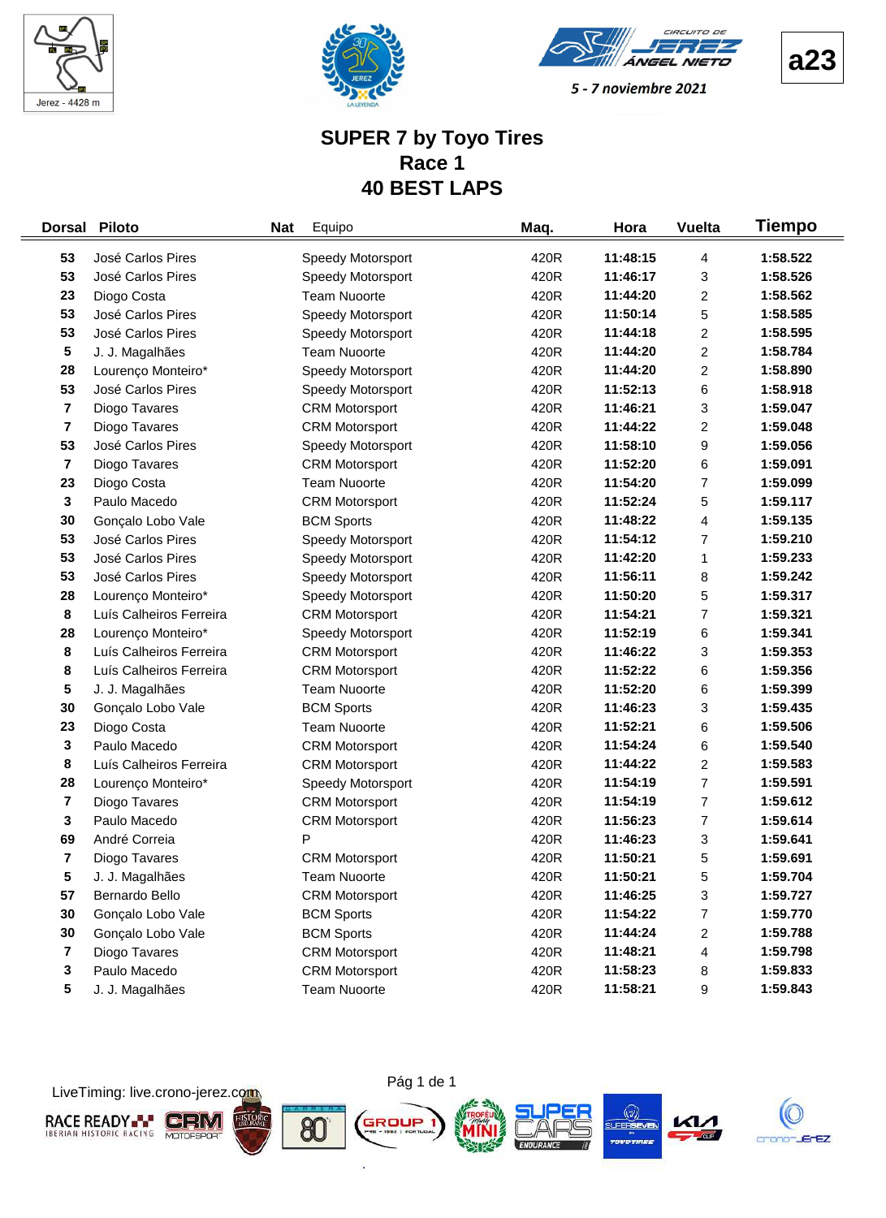Jerez - 4428 m

a23

5 - 7 noviembre 2021

# SUPER 7 by Toyo Tires
# Race 1
# 40 BEST LAPS

| Dorsal | Piloto | Nat | Equipo | Maq. | Hora | Vuelta | Tiempo |
|---|---|---|---|---|---|---|---|
| 53 | José Carlos Pires | | Speedy Motorsport | 420R | 11:48:15 | 4 | 1:58.522 |
| 53 | José Carlos Pires | | Speedy Motorsport | 420R | 11:46:17 | 3 | 1:58.526 |
| 23 | Diogo Costa | | Team Nuoorte | 420R | 11:44:20 | 2 | 1:58.562 |
| 53 | José Carlos Pires | | Speedy Motorsport | 420R | 11:50:14 | 5 | 1:58.585 |
| 53 | José Carlos Pires | | Speedy Motorsport | 420R | 11:44:18 | 2 | 1:58.595 |
| 5 | J. J. Magalhães | | Team Nuoorte | 420R | 11:44:20 | 2 | 1:58.784 |
| 28 | Lourenço Monteiro* | | Speedy Motorsport | 420R | 11:44:20 | 2 | 1:58.890 |
| 53 | José Carlos Pires | | Speedy Motorsport | 420R | 11:52:13 | 6 | 1:58.918 |
| 7 | Diogo Tavares | | CRM Motorsport | 420R | 11:46:21 | 3 | 1:59.047 |
| 7 | Diogo Tavares | | CRM Motorsport | 420R | 11:44:22 | 2 | 1:59.048 |
| 53 | José Carlos Pires | | Speedy Motorsport | 420R | 11:58:10 | 9 | 1:59.056 |
| 7 | Diogo Tavares | | CRM Motorsport | 420R | 11:52:20 | 6 | 1:59.091 |
| 23 | Diogo Costa | | Team Nuoorte | 420R | 11:54:20 | 7 | 1:59.099 |
| 3 | Paulo Macedo | | CRM Motorsport | 420R | 11:52:24 | 5 | 1:59.117 |
| 30 | Gonçalo Lobo Vale | | BCM Sports | 420R | 11:48:22 | 4 | 1:59.135 |
| 53 | José Carlos Pires | | Speedy Motorsport | 420R | 11:54:12 | 7 | 1:59.210 |
| 53 | José Carlos Pires | | Speedy Motorsport | 420R | 11:42:20 | 1 | 1:59.233 |
| 53 | José Carlos Pires | | Speedy Motorsport | 420R | 11:56:11 | 8 | 1:59.242 |
| 28 | Lourenço Monteiro* | | Speedy Motorsport | 420R | 11:50:20 | 5 | 1:59.317 |
| 8 | Luís Calheiros Ferreira | | CRM Motorsport | 420R | 11:54:21 | 7 | 1:59.321 |
| 28 | Lourenço Monteiro* | | Speedy Motorsport | 420R | 11:52:19 | 6 | 1:59.341 |
| 8 | Luís Calheiros Ferreira | | CRM Motorsport | 420R | 11:46:22 | 3 | 1:59.353 |
| 8 | Luís Calheiros Ferreira | | CRM Motorsport | 420R | 11:52:22 | 6 | 1:59.356 |
| 5 | J. J. Magalhães | | Team Nuoorte | 420R | 11:52:20 | 6 | 1:59.399 |
| 30 | Gonçalo Lobo Vale | | BCM Sports | 420R | 11:46:23 | 3 | 1:59.435 |
| 23 | Diogo Costa | | Team Nuoorte | 420R | 11:52:21 | 6 | 1:59.506 |
| 3 | Paulo Macedo | | CRM Motorsport | 420R | 11:54:24 | 6 | 1:59.540 |
| 8 | Luís Calheiros Ferreira | | CRM Motorsport | 420R | 11:44:22 | 2 | 1:59.583 |
| 28 | Lourenço Monteiro* | | Speedy Motorsport | 420R | 11:54:19 | 7 | 1:59.591 |
| 7 | Diogo Tavares | | CRM Motorsport | 420R | 11:54:19 | 7 | 1:59.612 |
| 3 | Paulo Macedo | | CRM Motorsport | 420R | 11:56:23 | 7 | 1:59.614 |
| 69 | André Correia | | P | 420R | 11:46:23 | 3 | 1:59.641 |
| 7 | Diogo Tavares | | CRM Motorsport | 420R | 11:50:21 | 5 | 1:59.691 |
| 5 | J. J. Magalhães | | Team Nuoorte | 420R | 11:50:21 | 5 | 1:59.704 |
| 57 | Bernardo Bello | | CRM Motorsport | 420R | 11:46:25 | 3 | 1:59.727 |
| 30 | Gonçalo Lobo Vale | | BCM Sports | 420R | 11:54:22 | 7 | 1:59.770 |
| 30 | Gonçalo Lobo Vale | | BCM Sports | 420R | 11:44:24 | 2 | 1:59.788 |
| 7 | Diogo Tavares | | CRM Motorsport | 420R | 11:48:21 | 4 | 1:59.798 |
| 3 | Paulo Macedo | | CRM Motorsport | 420R | 11:58:23 | 8 | 1:59.833 |
| 5 | J. J. Magalhães | | Team Nuoorte | 420R | 11:58:21 | 9 | 1:59.843 |

LiveTiming: live.crono-jerez.com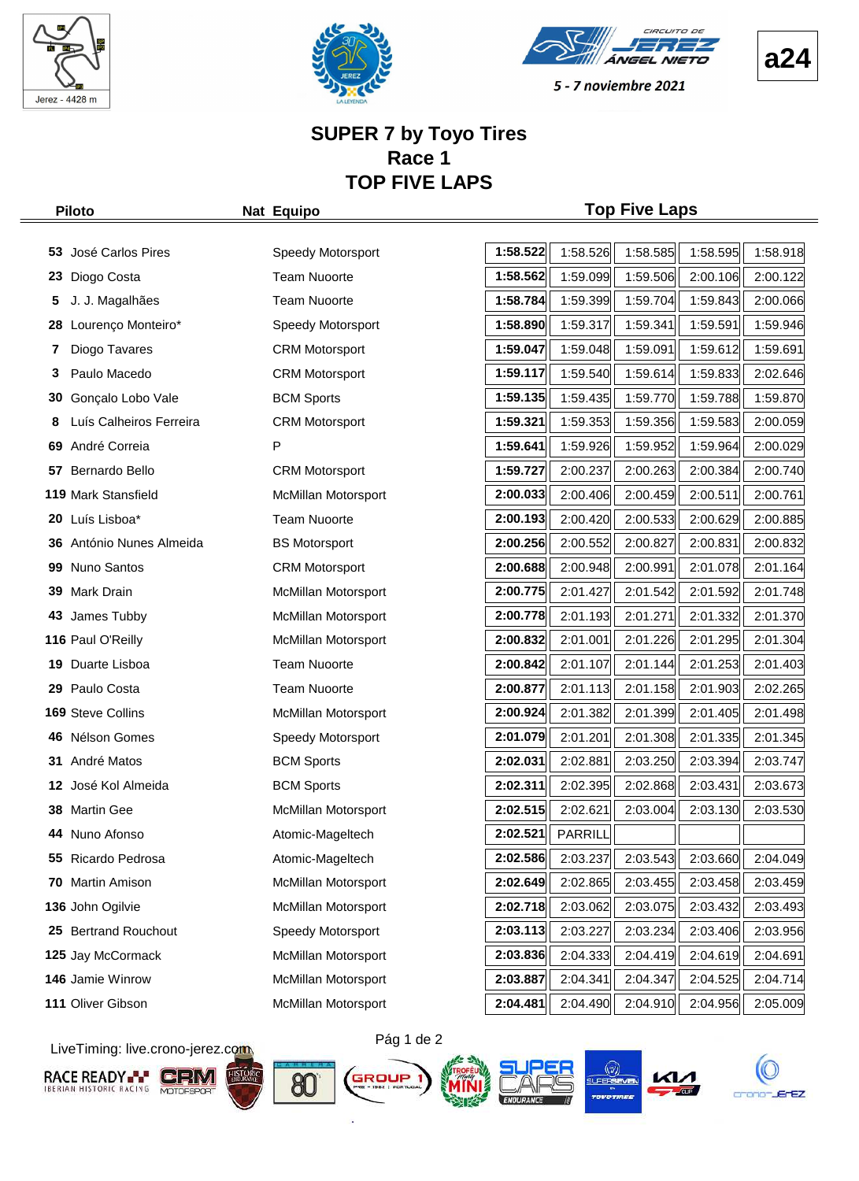Jerez - 4428 m

CIRCUITO DE JEREZ ÁNGEL NIETO

5 - 7 noviembre 2021

**a24**

# SUPER 7 by Toyo Tires
## Race 1
## TOP FIVE LAPS

| Piloto | | Nat | Equipo | Top Five Laps | | | | |
|---|---|---|---|---|---|---|---|---|
| 53 | José Carlos Pires | | Speedy Motorsport | **1:58.522** | 1:58.526 | 1:58.585 | 1:58.595 | 1:58.918 |
| 23 | Diogo Costa | | Team Nuoorte | **1:58.562** | 1:59.099 | 1:59.506 | 2:00.106 | 2:00.122 |
| 5 | J. J. Magalhães | | Team Nuoorte | **1:58.784** | 1:59.399 | 1:59.704 | 1:59.843 | 2:00.066 |
| 28 | Lourenço Monteiro* | | Speedy Motorsport | **1:58.890** | 1:59.317 | 1:59.341 | 1:59.591 | 1:59.946 |
| 7 | Diogo Tavares | | CRM Motorsport | **1:59.047** | 1:59.048 | 1:59.091 | 1:59.612 | 1:59.691 |
| 3 | Paulo Macedo | | CRM Motorsport | **1:59.117** | 1:59.540 | 1:59.614 | 1:59.833 | 2:02.646 |
| 30 | Gonçalo Lobo Vale | | BCM Sports | **1:59.135** | 1:59.435 | 1:59.770 | 1:59.788 | 1:59.870 |
| 8 | Luís Calheiros Ferreira | | CRM Motorsport | **1:59.321** | 1:59.353 | 1:59.356 | 1:59.583 | 2:00.059 |
| 69 | André Correia | | P | **1:59.641** | 1:59.926 | 1:59.952 | 1:59.964 | 2:00.029 |
| 57 | Bernardo Bello | | CRM Motorsport | **1:59.727** | 2:00.237 | 2:00.263 | 2:00.384 | 2:00.740 |
| 119 | Mark Stansfield | | McMillan Motorsport | **2:00.033** | 2:00.406 | 2:00.459 | 2:00.511 | 2:00.761 |
| 20 | Luís Lisboa* | | Team Nuoorte | **2:00.193** | 2:00.420 | 2:00.533 | 2:00.629 | 2:00.885 |
| 36 | António Nunes Almeida | | BS Motorsport | **2:00.256** | 2:00.552 | 2:00.827 | 2:00.831 | 2:00.832 |
| 99 | Nuno Santos | | CRM Motorsport | **2:00.688** | 2:00.948 | 2:00.991 | 2:01.078 | 2:01.164 |
| 39 | Mark Drain | | McMillan Motorsport | **2:00.775** | 2:01.427 | 2:01.542 | 2:01.592 | 2:01.748 |
| 43 | James Tubby | | McMillan Motorsport | **2:00.778** | 2:01.193 | 2:01.271 | 2:01.332 | 2:01.370 |
| 116 | Paul O'Reilly | | McMillan Motorsport | **2:00.832** | 2:01.001 | 2:01.226 | 2:01.295 | 2:01.304 |
| 19 | Duarte Lisboa | | Team Nuoorte | **2:00.842** | 2:01.107 | 2:01.144 | 2:01.253 | 2:01.403 |
| 29 | Paulo Costa | | Team Nuoorte | **2:00.877** | 2:01.113 | 2:01.158 | 2:01.903 | 2:02.265 |
| 169 | Steve Collins | | McMillan Motorsport | **2:00.924** | 2:01.382 | 2:01.399 | 2:01.405 | 2:01.498 |
| 46 | Nélson Gomes | | Speedy Motorsport | **2:01.079** | 2:01.201 | 2:01.308 | 2:01.335 | 2:01.345 |
| 31 | André Matos | | BCM Sports | **2:02.031** | 2:02.881 | 2:03.250 | 2:03.394 | 2:03.747 |
| 12 | José Kol Almeida | | BCM Sports | **2:02.311** | 2:02.395 | 2:02.868 | 2:03.431 | 2:03.673 |
| 38 | Martin Gee | | McMillan Motorsport | **2:02.515** | 2:02.621 | 2:03.004 | 2:03.130 | 2:03.530 |
| 44 | Nuno Afonso | | Atomic-Mageltech | **2:02.521** | PARRILL | | | |
| 55 | Ricardo Pedrosa | | Atomic-Mageltech | **2:02.586** | 2:03.237 | 2:03.543 | 2:03.660 | 2:04.049 |
| 70 | Martin Amison | | McMillan Motorsport | **2:02.649** | 2:02.865 | 2:03.455 | 2:03.458 | 2:03.459 |
| 136 | John Ogilvie | | McMillan Motorsport | **2:02.718** | 2:03.062 | 2:03.075 | 2:03.432 | 2:03.493 |
| 25 | Bertrand Rouchout | | Speedy Motorsport | **2:03.113** | 2:03.227 | 2:03.234 | 2:03.406 | 2:03.956 |
| 125 | Jay McCormack | | McMillan Motorsport | **2:03.836** | 2:04.333 | 2:04.419 | 2:04.619 | 2:04.691 |
| 146 | Jamie Winrow | | McMillan Motorsport | **2:03.887** | 2:04.341 | 2:04.347 | 2:04.525 | 2:04.714 |
| 111 | Oliver Gibson | | McMillan Motorsport | **2:04.481** | 2:04.490 | 2:04.910 | 2:04.956 | 2:05.009 |

LiveTiming: live.crono-jerez.com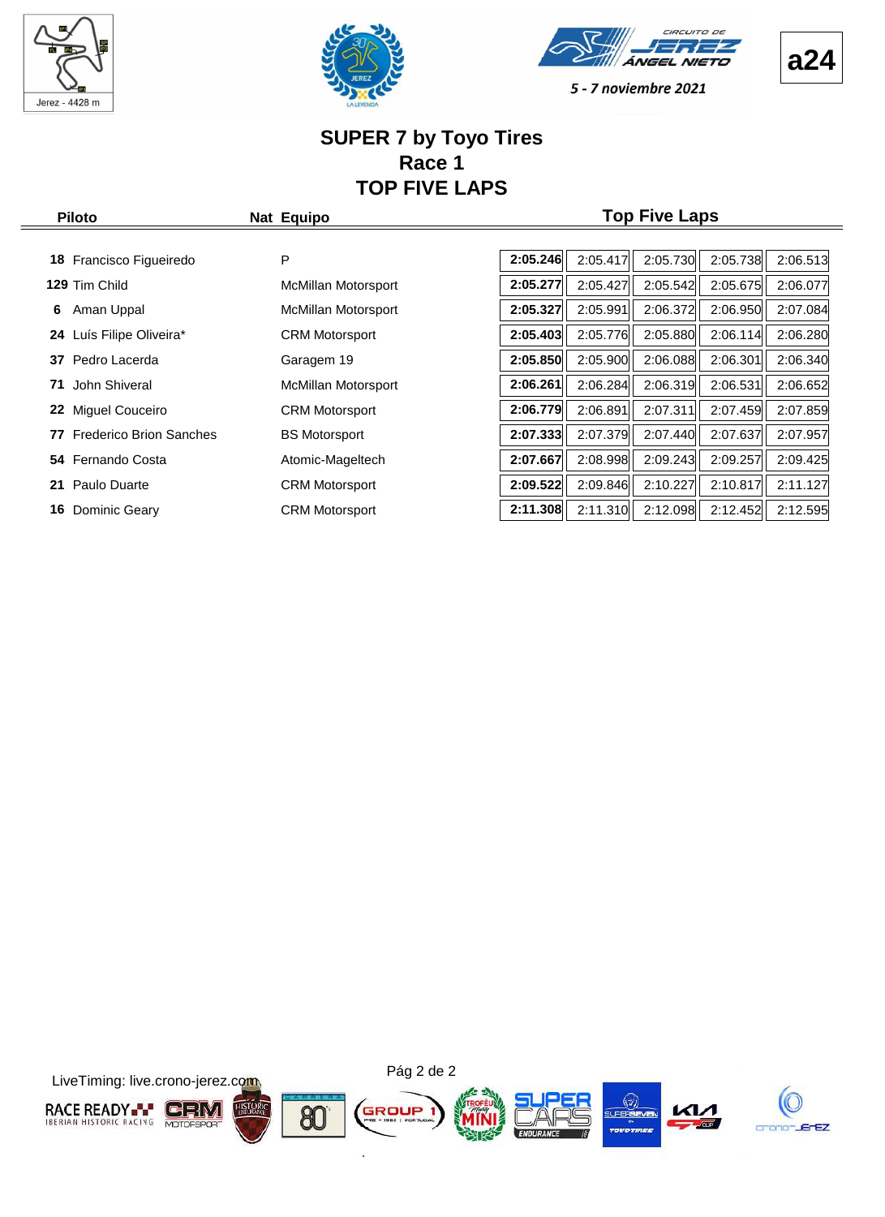Jerez - 4428 m

5 - 7 noviembre 2021

**a24**

# SUPER 7 by Toyo Tires
## Race 1
## TOP FIVE LAPS

| Piloto | Nat | Equipo | Top Five Laps | | | | |
|---|---|---|---|---|---|---|---|
| **18** Francisco Figueiredo | P | | **2:05.246** | 2:05.417 | 2:05.730 | 2:05.738 | 2:06.513 |
| **129** Tim Child | | McMillan Motorsport | **2:05.277** | 2:05.427 | 2:05.542 | 2:05.675 | 2:06.077 |
| **6** Aman Uppal | | McMillan Motorsport | **2:05.327** | 2:05.991 | 2:06.372 | 2:06.950 | 2:07.084 |
| **24** Luís Filipe Oliveira* | | CRM Motorsport | **2:05.403** | 2:05.776 | 2:05.880 | 2:06.114 | 2:06.280 |
| **37** Pedro Lacerda | | Garagem 19 | **2:05.850** | 2:05.900 | 2:06.088 | 2:06.301 | 2:06.340 |
| **71** John Shiveral | | McMillan Motorsport | **2:06.261** | 2:06.284 | 2:06.319 | 2:06.531 | 2:06.652 |
| **22** Miguel Couceiro | | CRM Motorsport | **2:06.779** | 2:06.891 | 2:07.311 | 2:07.459 | 2:07.859 |
| **77** Frederico Brion Sanches | | BS Motorsport | **2:07.333** | 2:07.379 | 2:07.440 | 2:07.637 | 2:07.957 |
| **54** Fernando Costa | | Atomic-Mageltech | **2:07.667** | 2:08.998 | 2:09.243 | 2:09.257 | 2:09.425 |
| **21** Paulo Duarte | | CRM Motorsport | **2:09.522** | 2:09.846 | 2:10.227 | 2:10.817 | 2:11.127 |
| **16** Dominic Geary | | CRM Motorsport | **2:11.308** | 2:11.310 | 2:12.098 | 2:12.452 | 2:12.595 |

LiveTiming: live.crono-jerez.com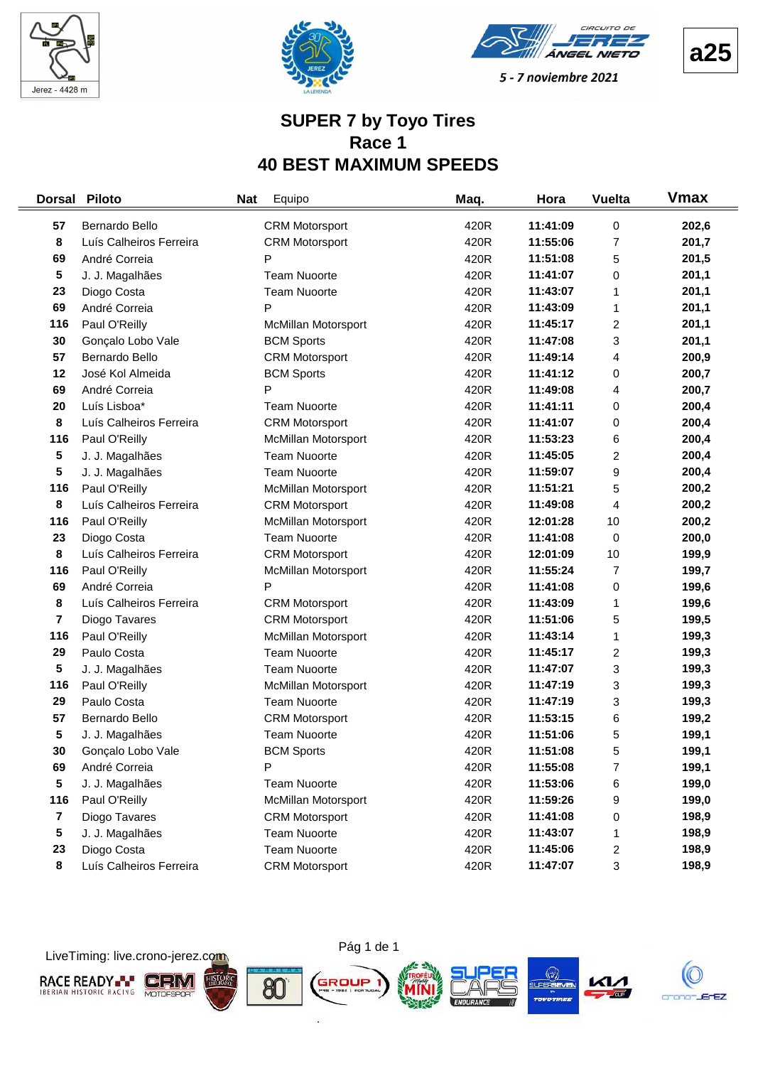Jerez - 4428 m

a25

5 - 7 noviembre 2021

# SUPER 7 by Toyo Tires
## Race 1
## 40 BEST MAXIMUM SPEEDS

| Dorsal | Piloto | Nat | Equipo | Maq. | Hora | Vuelta | Vmax |
|---|---|---|---|---|---|---|---|
| 57 | Bernardo Bello | | CRM Motorsport | 420R | 11:41:09 | 0 | 202,6 |
| 8 | Luís Calheiros Ferreira | | CRM Motorsport | 420R | 11:55:06 | 7 | 201,7 |
| 69 | André Correia | | P | 420R | 11:51:08 | 5 | 201,5 |
| 5 | J. J. Magalhães | | Team Nuoorte | 420R | 11:41:07 | 0 | 201,1 |
| 23 | Diogo Costa | | Team Nuoorte | 420R | 11:43:07 | 1 | 201,1 |
| 69 | André Correia | | P | 420R | 11:43:09 | 1 | 201,1 |
| 116 | Paul O'Reilly | | McMillan Motorsport | 420R | 11:45:17 | 2 | 201,1 |
| 30 | Gonçalo Lobo Vale | | BCM Sports | 420R | 11:47:08 | 3 | 201,1 |
| 57 | Bernardo Bello | | CRM Motorsport | 420R | 11:49:14 | 4 | 200,9 |
| 12 | José Kol Almeida | | BCM Sports | 420R | 11:41:12 | 0 | 200,7 |
| 69 | André Correia | | P | 420R | 11:49:08 | 4 | 200,7 |
| 20 | Luís Lisboa* | | Team Nuoorte | 420R | 11:41:11 | 0 | 200,4 |
| 8 | Luís Calheiros Ferreira | | CRM Motorsport | 420R | 11:41:07 | 0 | 200,4 |
| 116 | Paul O'Reilly | | McMillan Motorsport | 420R | 11:53:23 | 6 | 200,4 |
| 5 | J. J. Magalhães | | Team Nuoorte | 420R | 11:45:05 | 2 | 200,4 |
| 5 | J. J. Magalhães | | Team Nuoorte | 420R | 11:59:07 | 9 | 200,4 |
| 116 | Paul O'Reilly | | McMillan Motorsport | 420R | 11:51:21 | 5 | 200,2 |
| 8 | Luís Calheiros Ferreira | | CRM Motorsport | 420R | 11:49:08 | 4 | 200,2 |
| 116 | Paul O'Reilly | | McMillan Motorsport | 420R | 12:01:28 | 10 | 200,2 |
| 23 | Diogo Costa | | Team Nuoorte | 420R | 11:41:08 | 0 | 200,0 |
| 8 | Luís Calheiros Ferreira | | CRM Motorsport | 420R | 12:01:09 | 10 | 199,9 |
| 116 | Paul O'Reilly | | McMillan Motorsport | 420R | 11:55:24 | 7 | 199,7 |
| 69 | André Correia | | P | 420R | 11:41:08 | 0 | 199,6 |
| 8 | Luís Calheiros Ferreira | | CRM Motorsport | 420R | 11:43:09 | 1 | 199,6 |
| 7 | Diogo Tavares | | CRM Motorsport | 420R | 11:51:06 | 5 | 199,5 |
| 116 | Paul O'Reilly | | McMillan Motorsport | 420R | 11:43:14 | 1 | 199,3 |
| 29 | Paulo Costa | | Team Nuoorte | 420R | 11:45:17 | 2 | 199,3 |
| 5 | J. J. Magalhães | | Team Nuoorte | 420R | 11:47:07 | 3 | 199,3 |
| 116 | Paul O'Reilly | | McMillan Motorsport | 420R | 11:47:19 | 3 | 199,3 |
| 29 | Paulo Costa | | Team Nuoorte | 420R | 11:47:19 | 3 | 199,3 |
| 57 | Bernardo Bello | | CRM Motorsport | 420R | 11:53:15 | 6 | 199,2 |
| 5 | J. J. Magalhães | | Team Nuoorte | 420R | 11:51:06 | 5 | 199,1 |
| 30 | Gonçalo Lobo Vale | | BCM Sports | 420R | 11:51:08 | 5 | 199,1 |
| 69 | André Correia | | P | 420R | 11:55:08 | 7 | 199,1 |
| 5 | J. J. Magalhães | | Team Nuoorte | 420R | 11:53:06 | 6 | 199,0 |
| 116 | Paul O'Reilly | | McMillan Motorsport | 420R | 11:59:26 | 9 | 199,0 |
| 7 | Diogo Tavares | | CRM Motorsport | 420R | 11:41:08 | 0 | 198,9 |
| 5 | J. J. Magalhães | | Team Nuoorte | 420R | 11:43:07 | 1 | 198,9 |
| 23 | Diogo Costa | | Team Nuoorte | 420R | 11:45:06 | 2 | 198,9 |
| 8 | Luís Calheiros Ferreira | | CRM Motorsport | 420R | 11:47:07 | 3 | 198,9 |

LiveTiming: live.crono-jerez.com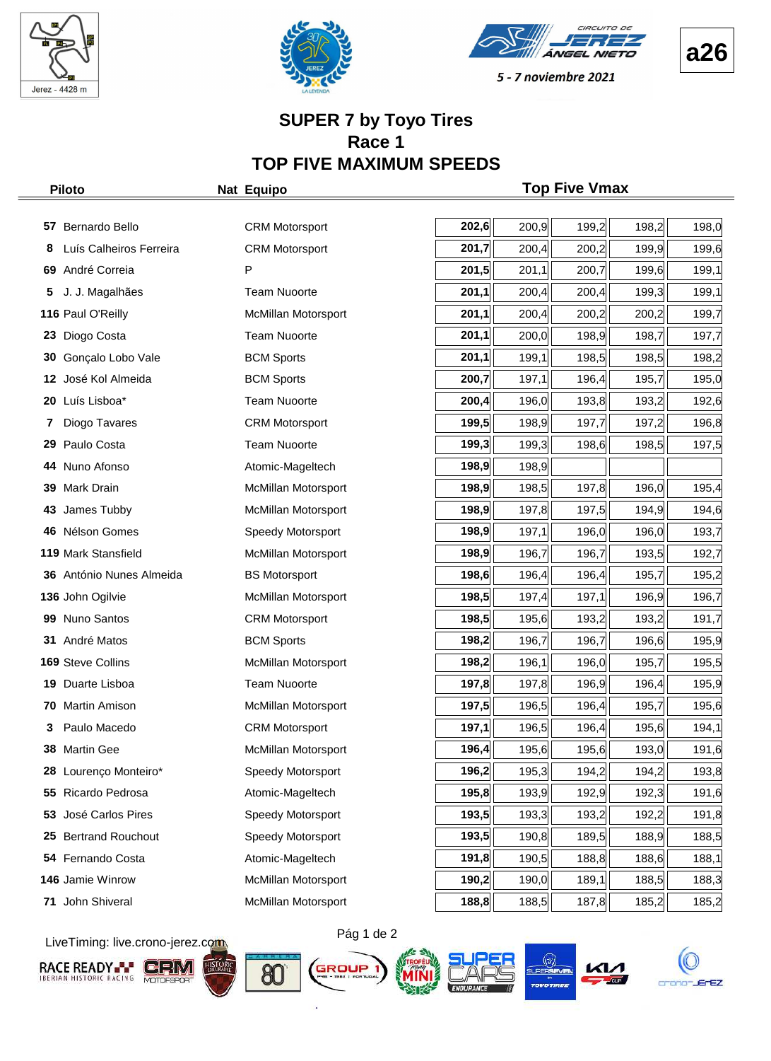Jerez - 4428 m

5 - 7 noviembre 2021

**a26**

# SUPER 7 by Toyo Tires
## Race 1
## TOP FIVE MAXIMUM SPEEDS

| Piloto | | Nat | Equipo | Top Five Vmax | | | | |
|---|---|---|---|---|---|---|---|---|
| 57 | Bernardo Bello | | CRM Motorsport | **202,6** | 200,9 | 199,2 | 198,2 | 198,0 |
| 8 | Luís Calheiros Ferreira | | CRM Motorsport | **201,7** | 200,4 | 200,2 | 199,9 | 199,6 |
| 69 | André Correia | | P | **201,5** | 201,1 | 200,7 | 199,6 | 199,1 |
| 5 | J. J. Magalhães | | Team Nuoorte | **201,1** | 200,4 | 200,4 | 199,3 | 199,1 |
| 116 | Paul O'Reilly | | McMillan Motorsport | **201,1** | 200,4 | 200,2 | 200,2 | 199,7 |
| 23 | Diogo Costa | | Team Nuoorte | **201,1** | 200,0 | 198,9 | 198,7 | 197,7 |
| 30 | Gonçalo Lobo Vale | | BCM Sports | **201,1** | 199,1 | 198,5 | 198,5 | 198,2 |
| 12 | José Kol Almeida | | BCM Sports | **200,7** | 197,1 | 196,4 | 195,7 | 195,0 |
| 20 | Luís Lisboa* | | Team Nuoorte | **200,4** | 196,0 | 193,8 | 193,2 | 192,6 |
| 7 | Diogo Tavares | | CRM Motorsport | **199,5** | 198,9 | 197,7 | 197,2 | 196,8 |
| 29 | Paulo Costa | | Team Nuoorte | **199,3** | 199,3 | 198,6 | 198,5 | 197,5 |
| 44 | Nuno Afonso | | Atomic-Mageltech | **198,9** | 198,9 | | | |
| 39 | Mark Drain | | McMillan Motorsport | **198,9** | 198,5 | 197,8 | 196,0 | 195,4 |
| 43 | James Tubby | | McMillan Motorsport | **198,9** | 197,8 | 197,5 | 194,9 | 194,6 |
| 46 | Nélson Gomes | | Speedy Motorsport | **198,9** | 197,1 | 196,0 | 196,0 | 193,7 |
| 119 | Mark Stansfield | | McMillan Motorsport | **198,9** | 196,7 | 196,7 | 193,5 | 192,7 |
| 36 | António Nunes Almeida | | BS Motorsport | **198,6** | 196,4 | 196,4 | 195,7 | 195,2 |
| 136 | John Ogilvie | | McMillan Motorsport | **198,5** | 197,4 | 197,1 | 196,9 | 196,7 |
| 99 | Nuno Santos | | CRM Motorsport | **198,5** | 195,6 | 193,2 | 193,2 | 191,7 |
| 31 | André Matos | | BCM Sports | **198,2** | 196,7 | 196,7 | 196,6 | 195,9 |
| 169 | Steve Collins | | McMillan Motorsport | **198,2** | 196,1 | 196,0 | 195,7 | 195,5 |
| 19 | Duarte Lisboa | | Team Nuoorte | **197,8** | 197,8 | 196,9 | 196,4 | 195,9 |
| 70 | Martin Amison | | McMillan Motorsport | **197,5** | 196,5 | 196,4 | 195,7 | 195,6 |
| 3 | Paulo Macedo | | CRM Motorsport | **197,1** | 196,5 | 196,4 | 195,6 | 194,1 |
| 38 | Martin Gee | | McMillan Motorsport | **196,4** | 195,6 | 195,6 | 193,0 | 191,6 |
| 28 | Lourenço Monteiro* | | Speedy Motorsport | **196,2** | 195,3 | 194,2 | 194,2 | 193,8 |
| 55 | Ricardo Pedrosa | | Atomic-Mageltech | **195,8** | 193,9 | 192,9 | 192,3 | 191,6 |
| 53 | José Carlos Pires | | Speedy Motorsport | **193,5** | 193,3 | 193,2 | 192,2 | 191,8 |
| 25 | Bertrand Rouchout | | Speedy Motorsport | **193,5** | 190,8 | 189,5 | 188,9 | 188,5 |
| 54 | Fernando Costa | | Atomic-Mageltech | **191,8** | 190,5 | 188,8 | 188,6 | 188,1 |
| 146 | Jamie Winrow | | McMillan Motorsport | **190,2** | 190,0 | 189,1 | 188,5 | 188,3 |
| 71 | John Shiveral | | McMillan Motorsport | **188,8** | 188,5 | 187,8 | 185,2 | 185,2 |

LiveTiming: live.crono-jerez.com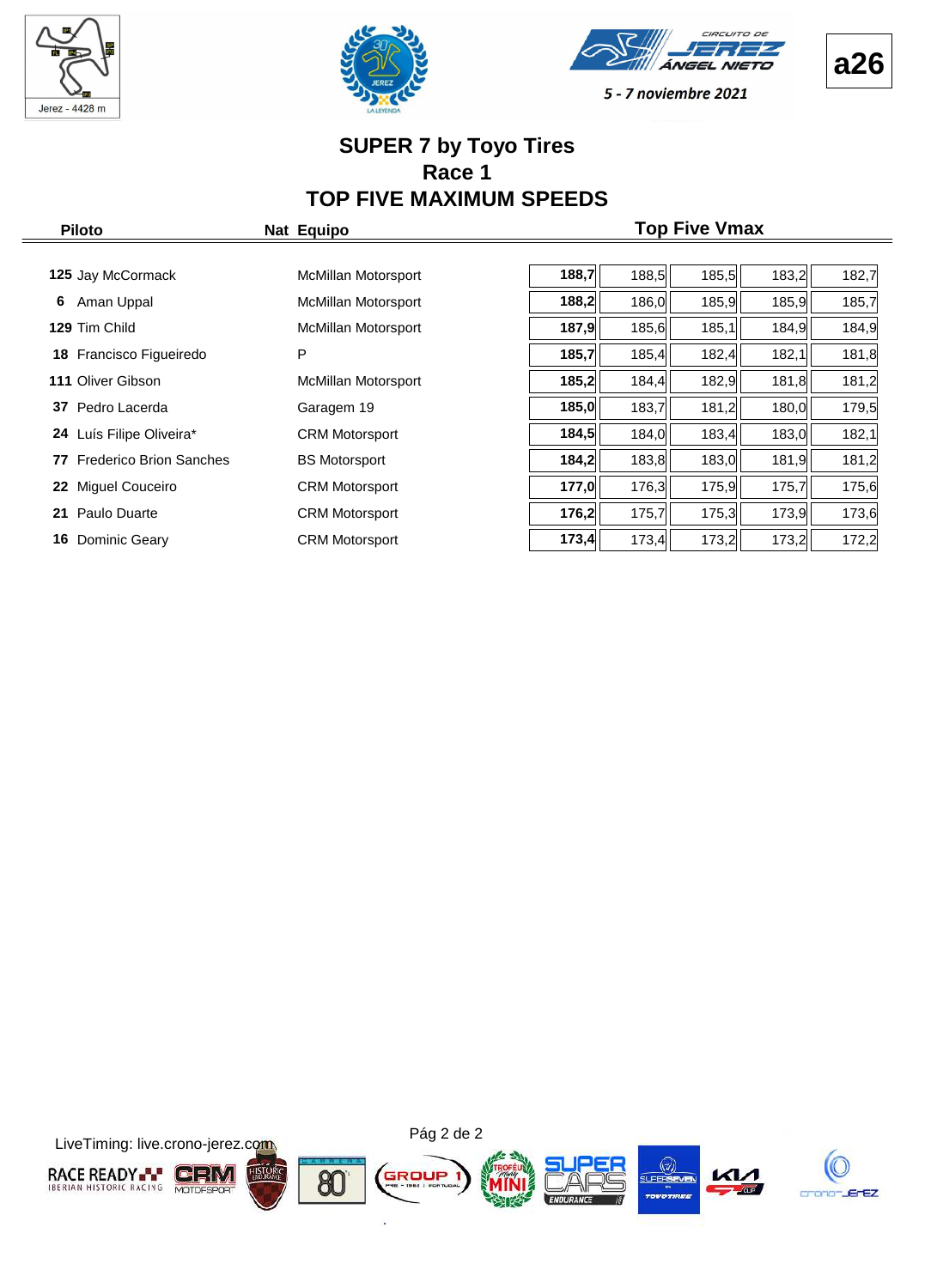a26

Jerez - 4428 m

CIRCUITO DE JEREZ ÁNGEL NIETO

5 - 7 noviembre 2021

# SUPER 7 by Toyo Tires
## Race 1
## TOP FIVE MAXIMUM SPEEDS

| Piloto | Nat | Equipo | Top Five Vmax | | | | |
|---|---|---|---|---|---|---|---|
| 125 Jay McCormack | | McMillan Motorsport | **188,7** | 188,5 | 185,5 | 183,2 | 182,7 |
| 6 Aman Uppal | | McMillan Motorsport | **188,2** | 186,0 | 185,9 | 185,9 | 185,7 |
| 129 Tim Child | | McMillan Motorsport | **187,9** | 185,6 | 185,1 | 184,9 | 184,9 |
| 18 Francisco Figueiredo | | P | **185,7** | 185,4 | 182,4 | 182,1 | 181,8 |
| 111 Oliver Gibson | | McMillan Motorsport | **185,2** | 184,4 | 182,9 | 181,8 | 181,2 |
| 37 Pedro Lacerda | | Garagem 19 | **185,0** | 183,7 | 181,2 | 180,0 | 179,5 |
| 24 Luís Filipe Oliveira* | | CRM Motorsport | **184,5** | 184,0 | 183,4 | 183,0 | 182,1 |
| 77 Frederico Brion Sanches | | BS Motorsport | **184,2** | 183,8 | 183,0 | 181,9 | 181,2 |
| 22 Miguel Couceiro | | CRM Motorsport | **177,0** | 176,3 | 175,9 | 175,7 | 175,6 |
| 21 Paulo Duarte | | CRM Motorsport | **176,2** | 175,7 | 175,3 | 173,9 | 173,6 |
| 16 Dominic Geary | | CRM Motorsport | **173,4** | 173,4 | 173,2 | 173,2 | 172,2 |

LiveTiming: live.crono-jerez.com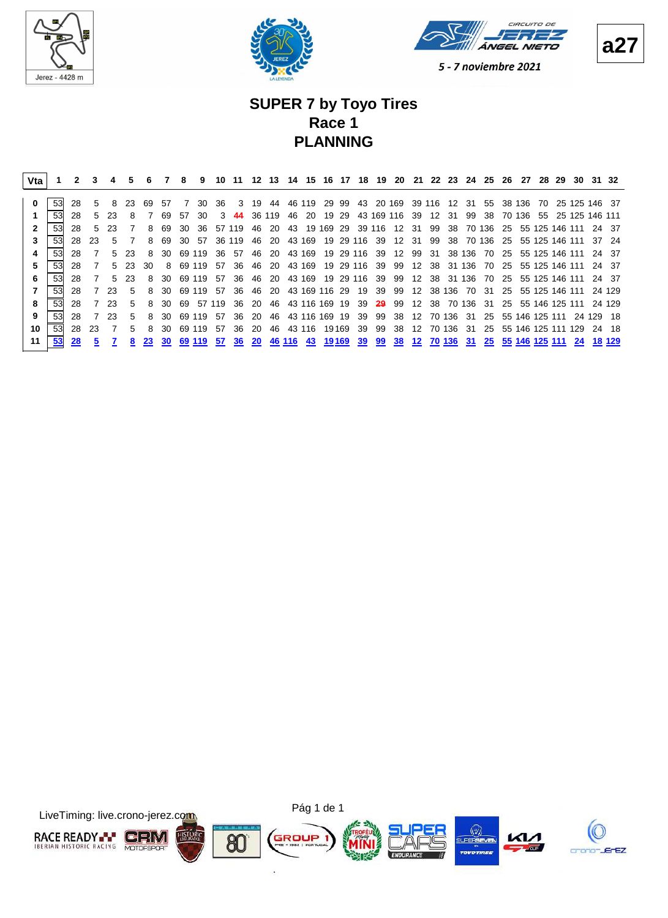# SUPER 7 by Toyo Tires

## Race 1

## PLANNING

| Vta | 1 | 2 | 3 | 4 | 5 | 6 | 7 | 8 | 9 | 10 | 11 | 12 | 13 | 14 | 15 | 16 | 17 | 18 | 19 | 20 | 21 | 22 | 23 | 24 | 25 | 26 | 27 | 28 | 29 | 30 | 31 | 32 |
|---|---|---|---|---|---|---|---|---|---|---|---|---|---|---|---|---|---|---|---|---|---|---|---|---|---|---|---|---|---|---|---|---|
| 0 | 53 | 28 | 5 | 8 | 23 | 69 | 57 | 7 | 30 | 36 | 3 | 19 | 44 | 46 | 119 | 29 | 99 | 43 | 20 | 169 | 39 | 116 | 12 | 31 | 55 | 38 | 136 | 70 | 25 | 125 | 146 | 37 |
| 1 | 53 | 28 | 5 | 23 | 8 | 7 | 69 | 57 | 30 | 3 | **44** | 36 | 119 | 46 | 20 | 19 | 29 | 43 | 169 | 116 | 39 | 12 | 31 | 99 | 38 | 70 | 136 | 55 | 25 | 125 | 146 | 111 |
| 2 | 53 | 28 | 5 | 23 | 7 | 8 | 69 | 30 | 36 | 57 | 119 | 46 | 20 | 43 | 19 | 169 | 29 | 39 | 116 | 12 | 31 | 99 | 38 | 70 | 136 | 25 | 55 | 125 | 146 | 111 | 24 | 37 |
| 3 | 53 | 28 | 23 | 5 | 7 | 8 | 69 | 30 | 57 | 36 | 119 | 46 | 20 | 43 | 169 | 19 | 29 | 116 | 39 | 12 | 31 | 99 | 38 | 70 | 136 | 25 | 55 | 125 | 146 | 111 | 37 | 24 |
| 4 | 53 | 28 | 7 | 5 | 23 | 8 | 30 | 69 | 119 | 36 | 57 | 46 | 20 | 43 | 169 | 19 | 29 | 116 | 39 | 12 | 99 | 31 | 38 | 136 | 70 | 25 | 55 | 125 | 146 | 111 | 24 | 37 |
| 5 | 53 | 28 | 7 | 5 | 23 | 30 | 8 | 69 | 119 | 57 | 36 | 46 | 20 | 43 | 169 | 19 | 29 | 116 | 39 | 99 | 12 | 38 | 31 | 136 | 70 | 25 | 55 | 125 | 146 | 111 | 24 | 37 |
| 6 | 53 | 28 | 7 | 5 | 23 | 8 | 30 | 69 | 119 | 57 | 36 | 46 | 20 | 43 | 169 | 19 | 29 | 116 | 39 | 99 | 12 | 38 | 31 | 136 | 70 | 25 | 55 | 125 | 146 | 111 | 24 | 37 |
| 7 | 53 | 28 | 7 | 23 | 5 | 8 | 30 | 69 | 119 | 57 | 36 | 46 | 20 | 43 | 169 | 116 | 29 | 19 | 39 | 99 | 12 | 38 | 136 | 70 | 31 | 25 | 55 | 125 | 146 | 111 | 24 | 129 |
| 8 | 53 | 28 | 7 | 23 | 5 | 8 | 30 | 69 | 57 | 119 | 36 | 20 | 46 | 43 | 116 | 169 | 19 | 39 | **29** | 99 | 12 | 38 | 70 | 136 | 31 | 25 | 55 | 146 | 125 | 111 | 24 | 129 |
| 9 | 53 | 28 | 7 | 23 | 5 | 8 | 30 | 69 | 119 | 57 | 36 | 20 | 46 | 43 | 116 | 169 | 19 | 39 | 99 | 38 | 12 | 70 | 136 | 31 | 25 | 55 | 146 | 125 | 111 | 24 | 129 | 18 |
| 10 | 53 | 28 | 23 | 7 | 5 | 8 | 30 | 69 | 119 | 57 | 36 | 20 | 46 | 43 | 116 | 19 | 169 | 39 | 99 | 38 | 12 | 70 | 136 | 31 | 25 | 55 | 146 | 125 | 111 | 129 | 24 | 18 |
| 11 | 53 | 28 | 5 | 7 | 8 | 23 | 30 | 69 | 119 | 57 | 36 | 20 | 46 | 116 | 43 | 19 | 169 | 39 | 99 | 38 | 12 | 70 | 136 | 31 | 25 | 55 | 146 | 125 | 111 | 24 | 18 | 129 |

LiveTiming: live.crono-jerez.com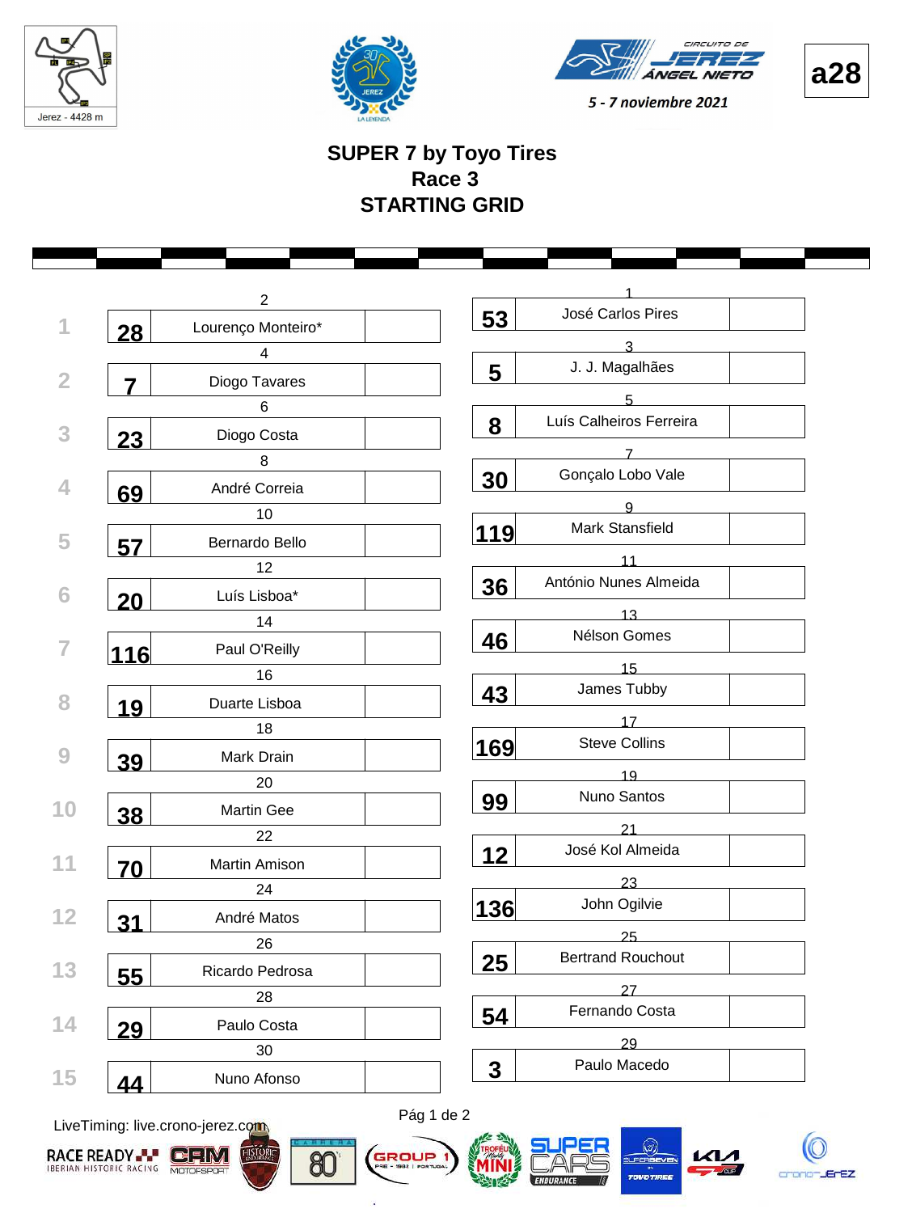a28

5 - 7 noviembre 2021

# SUPER 7 by Toyo Tires
## Race 3
## STARTING GRID

| Row | Pos | No. | Driver | Pos | No. | Driver |
|---|---|---|---|---|---|---|
| 1 | 2 | 28 | Lourenço Monteiro* | 1 | 53 | José Carlos Pires |
| 2 | 4 | 7 | Diogo Tavares | 3 | 5 | J. J. Magalhães |
| 3 | 6 | 23 | Diogo Costa | 5 | 8 | Luís Calheiros Ferreira |
| 4 | 8 | 69 | André Correia | 7 | 30 | Gonçalo Lobo Vale |
| 5 | 10 | 57 | Bernardo Bello | 9 | 119 | Mark Stansfield |
| 6 | 12 | 20 | Luís Lisboa* | 11 | 36 | António Nunes Almeida |
| 7 | 14 | 116 | Paul O'Reilly | 13 | 46 | Nélson Gomes |
| 8 | 16 | 19 | Duarte Lisboa | 15 | 43 | James Tubby |
| 9 | 18 | 39 | Mark Drain | 17 | 169 | Steve Collins |
| 10 | 20 | 38 | Martin Gee | 19 | 99 | Nuno Santos |
| 11 | 22 | 70 | Martin Amison | 21 | 12 | José Kol Almeida |
| 12 | 24 | 31 | André Matos | 23 | 136 | John Ogilvie |
| 13 | 26 | 55 | Ricardo Pedrosa | 25 | 25 | Bertrand Rouchout |
| 14 | 28 | 29 | Paulo Costa | 27 | 54 | Fernando Costa |
| 15 | 30 | 44 | Nuno Afonso | 29 | 3 | Paulo Macedo |

LiveTiming: live.crono-jerez.com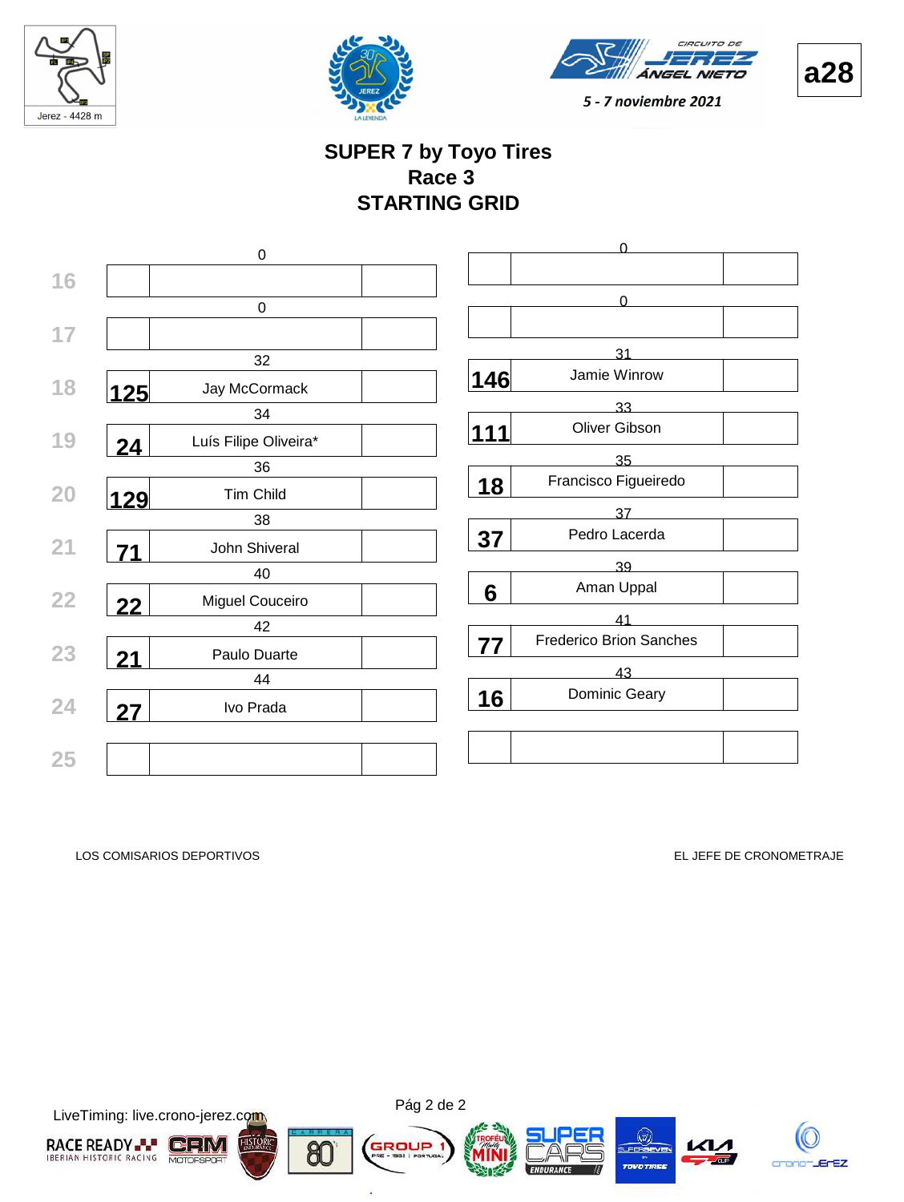5 - 7 noviembre 2021

a28

## SUPER 7 by Toyo Tires
## Race 3
## STARTING GRID

| Row | Left No. | Left Driver | Left Time | Right No. | Right Driver | Right Time |
|---|---|---|---|---|---|---|
| 16 | | 0 | | | 0 | |
| 17 | | 0 | | | 0 | |
| 18 | 125 | 32 Jay McCormack | | 146 | 31 Jamie Winrow | |
| 19 | 24 | 34 Luís Filipe Oliveira* | | 111 | 33 Oliver Gibson | |
| 20 | 129 | 36 Tim Child | | 18 | 35 Francisco Figueiredo | |
| 21 | 71 | 38 John Shiveral | | 37 | 37 Pedro Lacerda | |
| 22 | 22 | 40 Miguel Couceiro | | 6 | 39 Aman Uppal | |
| 23 | 21 | 42 Paulo Duarte | | 77 | 41 Frederico Brion Sanches | |
| 24 | 27 | 44 Ivo Prada | | 16 | 43 Dominic Geary | |
| 25 | | | | | | |

LOS COMISARIOS DEPORTIVOS

EL JEFE DE CRONOMETRAJE

LiveTiming: live.crono-jerez.com